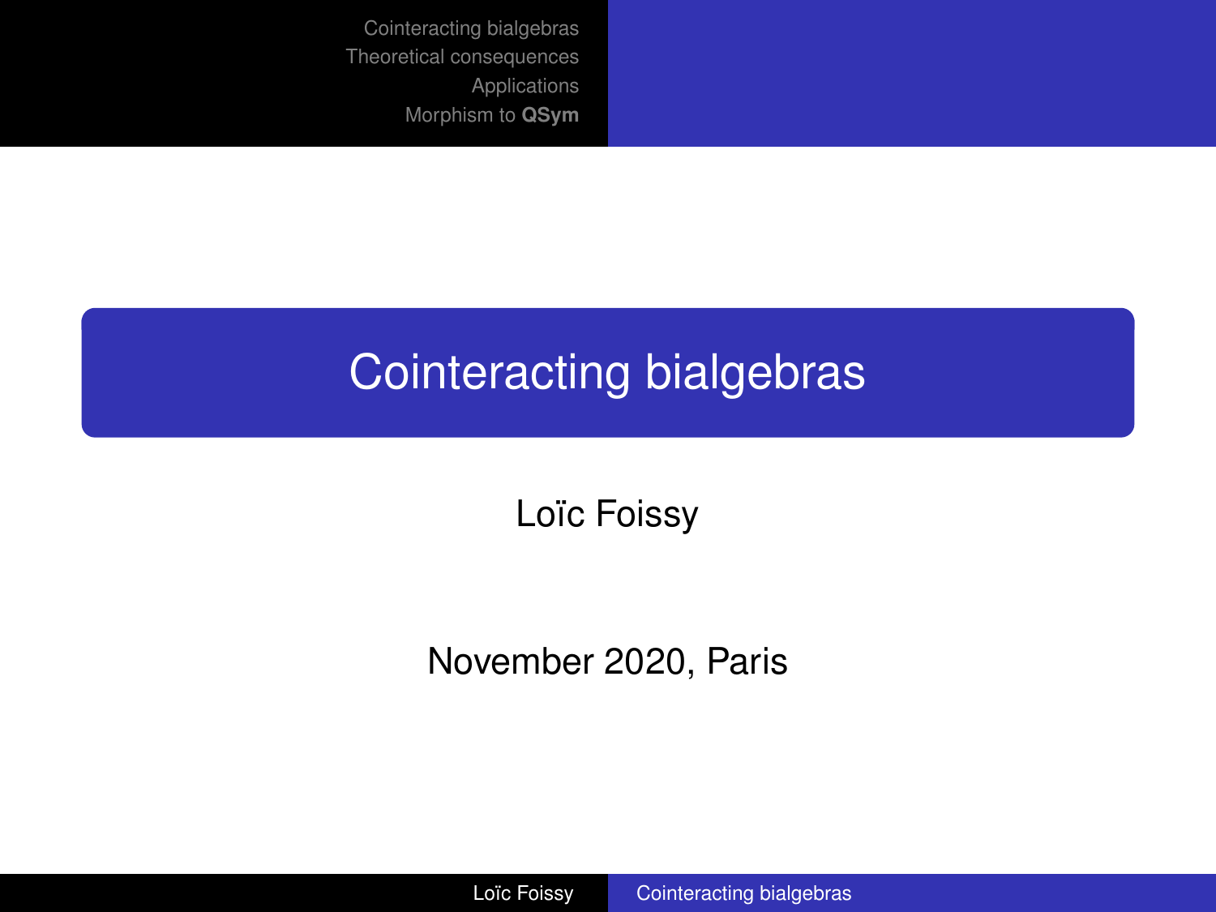# Cointeracting bialgebras

Loïc Foissy

November 2020, Paris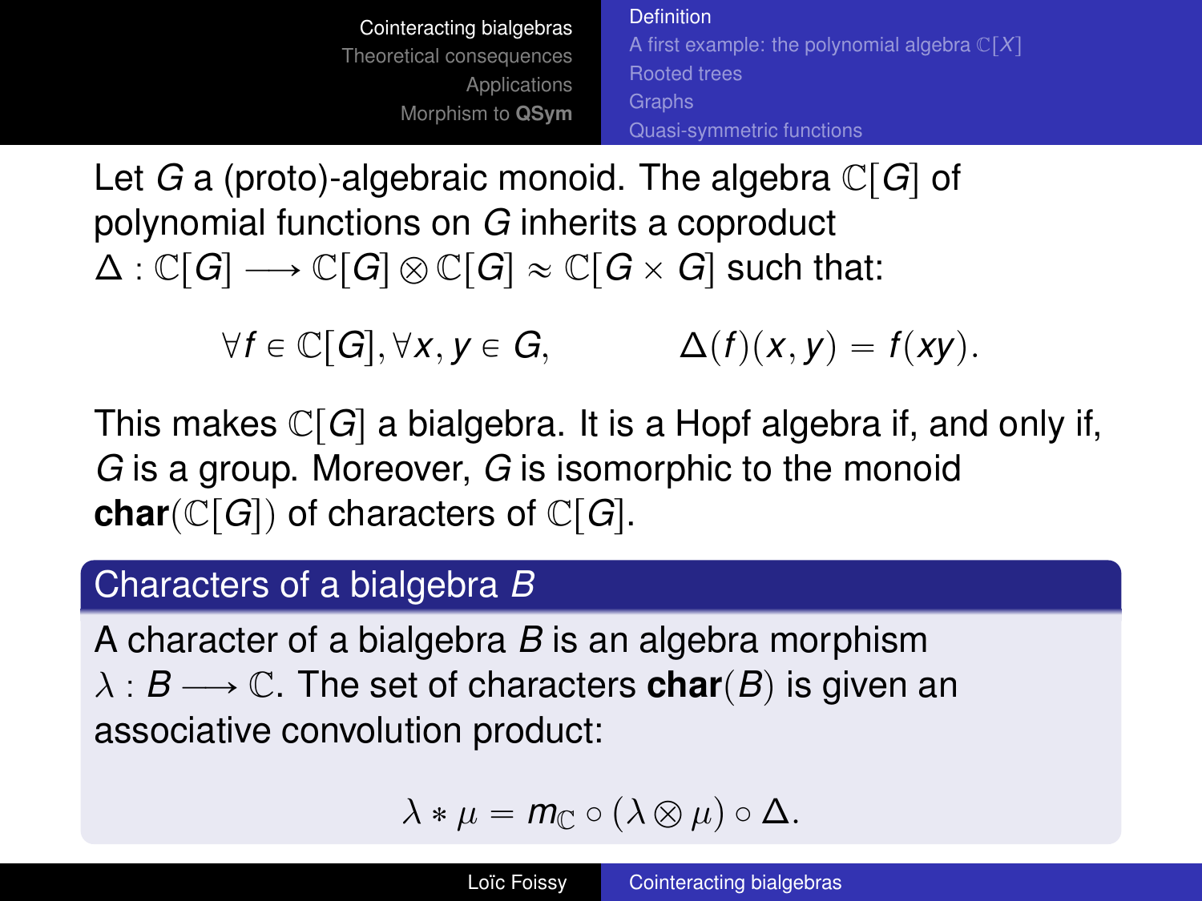Let $G$ a (proto)-algebraic monoid. The algebra $\mathbb{C}[G]$ of polynomial functions on $G$ inherits a coproduct $\Delta : \mathbb{C}[G] \longrightarrow \mathbb{C}[G] \otimes \mathbb{C}[G] \approx \mathbb{C}[G \times G]$ such that:

$$\forall f \in \mathbb{C}[G], \forall x, y \in G, \qquad \Delta(f)(x, y) = f(xy).$$

This makes $\mathbb{C}[G]$ a bialgebra. It is a Hopf algebra if, and only if, $G$ is a group. Moreover, $G$ is isomorphic to the monoid $\mathbf{char}(\mathbb{C}[G])$ of characters of $\mathbb{C}[G]$.

### Characters of a bialgebra $B$

A character of a bialgebra $B$ is an algebra morphism $\lambda : B \longrightarrow \mathbb{C}$. The set of characters $\mathbf{char}(B)$ is given an associative convolution product:

$$\lambda * \mu = m_{\mathbb{C}} \circ (\lambda \otimes \mu) \circ \Delta.$$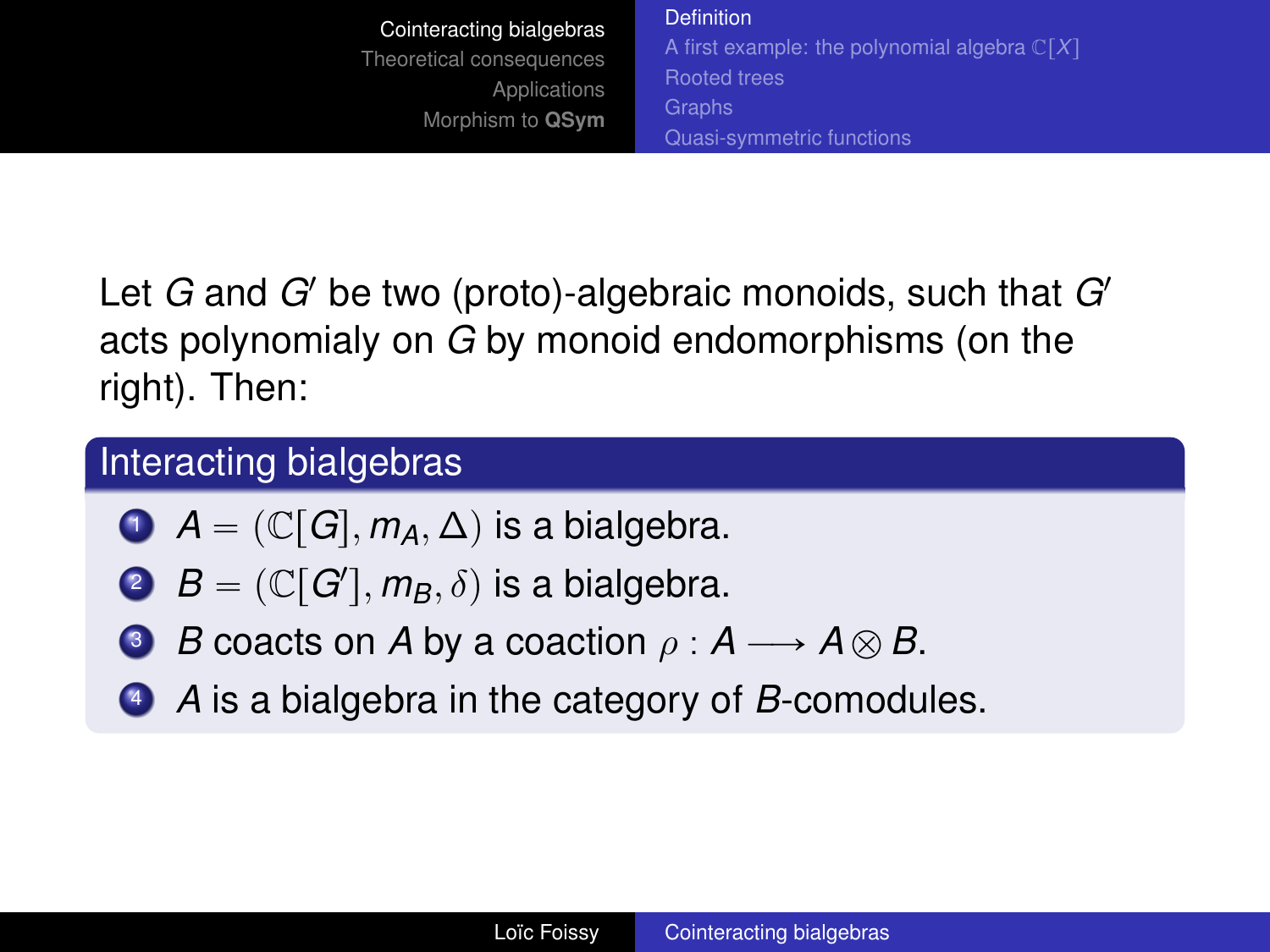Let $G$ and $G'$ be two (proto)-algebraic monoids, such that $G'$ acts polynomialy on $G$ by monoid endomorphisms (on the right). Then:

## Interacting bialgebras

1. $A = (\mathbb{C}[G], m_A, \Delta)$ is a bialgebra.
2. $B = (\mathbb{C}[G'], m_B, \delta)$ is a bialgebra.
3. $B$ coacts on $A$ by a coaction $\rho : A \longrightarrow A \otimes B$.
4. $A$ is a bialgebra in the category of $B$-comodules.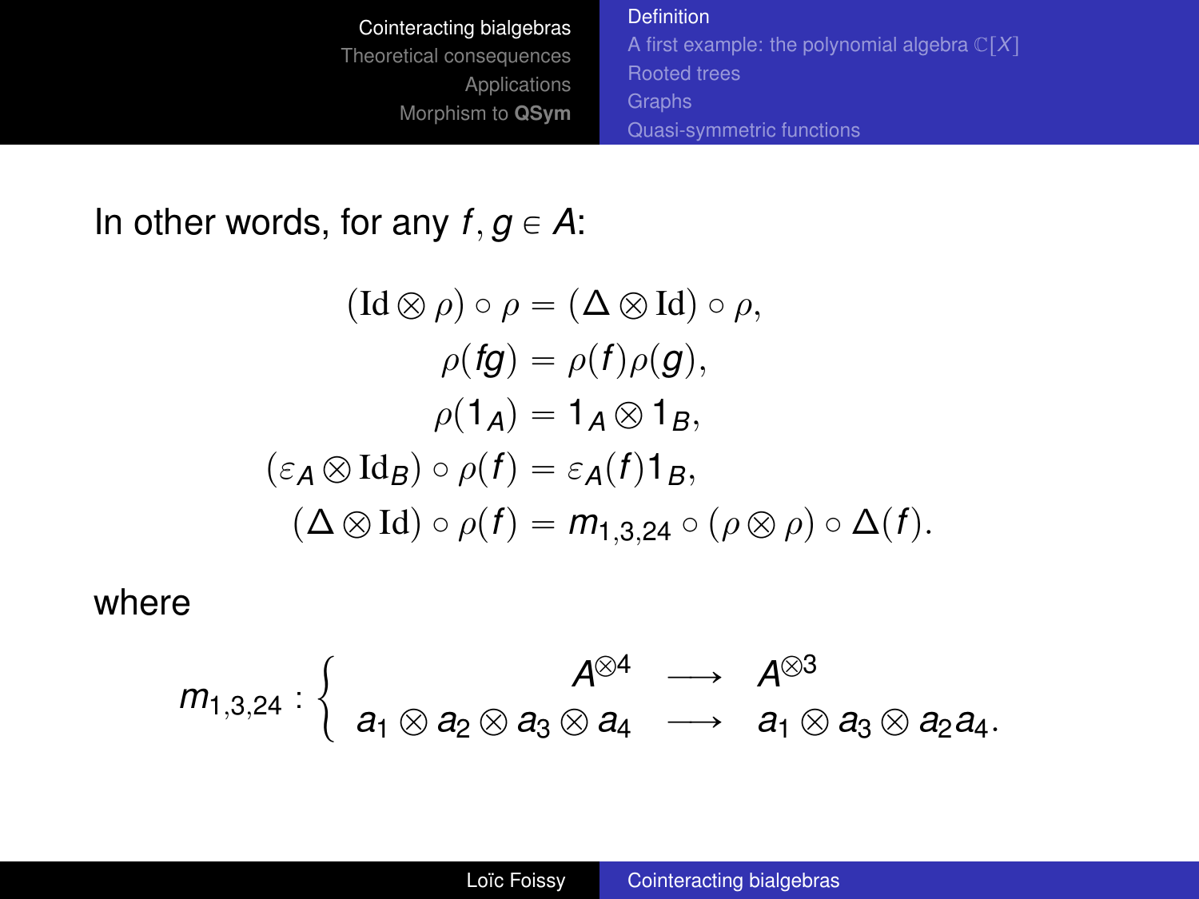In other words, for any $f, g \in A$:

$$
\begin{aligned}
(\mathrm{Id} \otimes \rho) \circ \rho &= (\Delta \otimes \mathrm{Id}) \circ \rho, \\
\rho(fg) &= \rho(f)\rho(g), \\
\rho(1_A) &= 1_A \otimes 1_B, \\
(\varepsilon_A \otimes \mathrm{Id}_B) \circ \rho(f) &= \varepsilon_A(f) 1_B, \\
(\Delta \otimes \mathrm{Id}) \circ \rho(f) &= m_{1,3,24} \circ (\rho \otimes \rho) \circ \Delta(f).
\end{aligned}
$$

where

$$
m_{1,3,24} : \left\{ \begin{array}{rcl} A^{\otimes 4} & \longrightarrow & A^{\otimes 3} \\ a_1 \otimes a_2 \otimes a_3 \otimes a_4 & \longrightarrow & a_1 \otimes a_3 \otimes a_2 a_4. \end{array} \right.
$$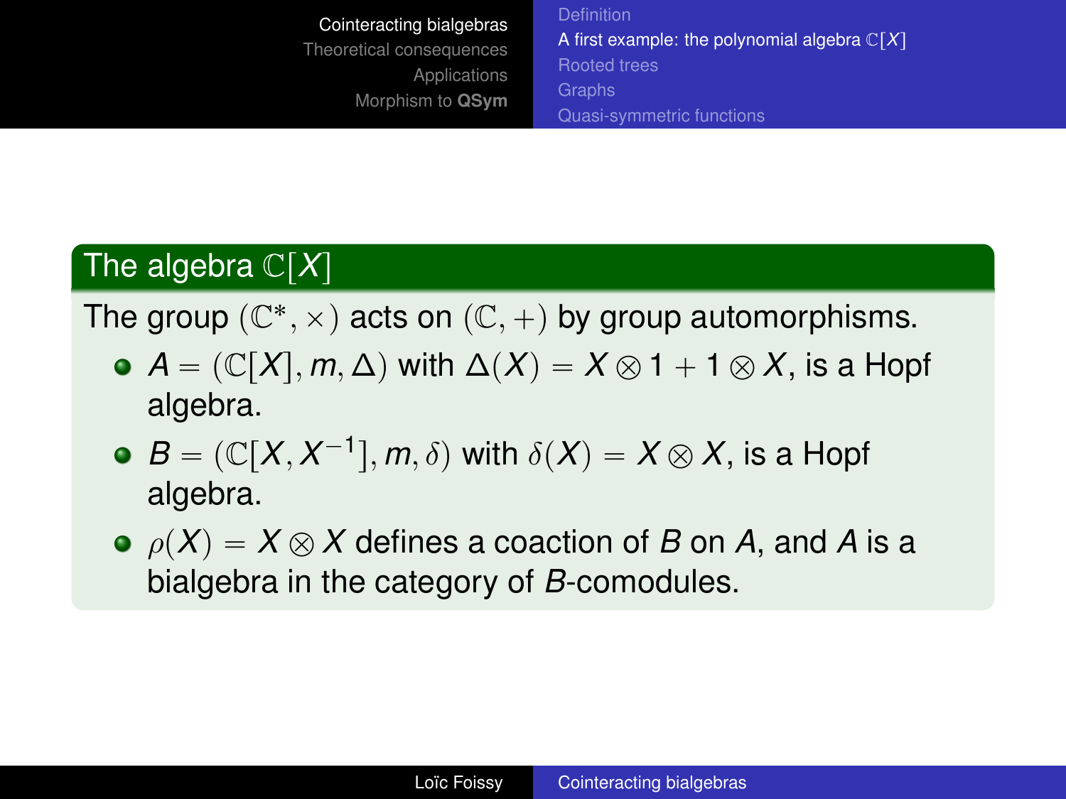## The algebra $\mathbb{C}[X]$

The group $(\mathbb{C}^*, \times)$ acts on $(\mathbb{C}, +)$ by group automorphisms.

- $A = (\mathbb{C}[X], m, \Delta)$ with $\Delta(X) = X \otimes 1 + 1 \otimes X$, is a Hopf algebra.
- $B = (\mathbb{C}[X, X^{-1}], m, \delta)$ with $\delta(X) = X \otimes X$, is a Hopf algebra.
- $\rho(X) = X \otimes X$ defines a coaction of $B$ on $A$, and $A$ is a bialgebra in the category of $B$-comodules.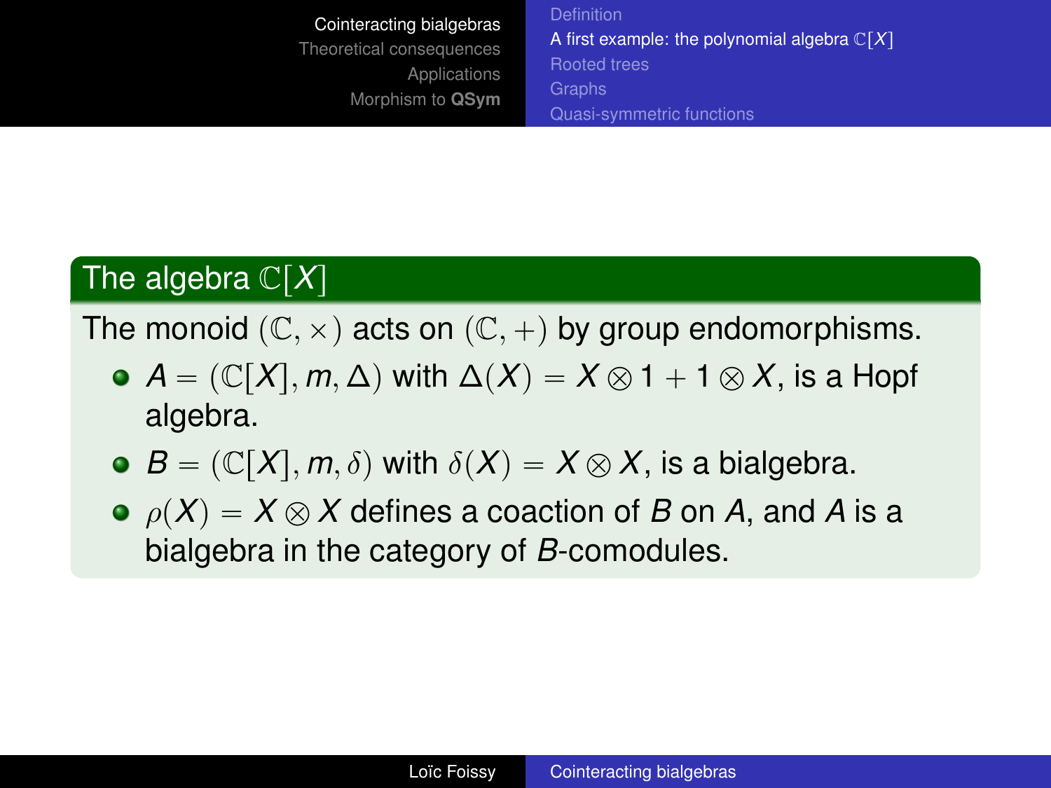## The algebra $\mathbb{C}[X]$

The monoid $(\mathbb{C}, \times)$ acts on $(\mathbb{C}, +)$ by group endomorphisms.

- $A = (\mathbb{C}[X], m, \Delta)$ with $\Delta(X) = X \otimes 1 + 1 \otimes X$, is a Hopf algebra.
- $B = (\mathbb{C}[X], m, \delta)$ with $\delta(X) = X \otimes X$, is a bialgebra.
- $\rho(X) = X \otimes X$ defines a coaction of $B$ on $A$, and $A$ is a bialgebra in the category of $B$-comodules.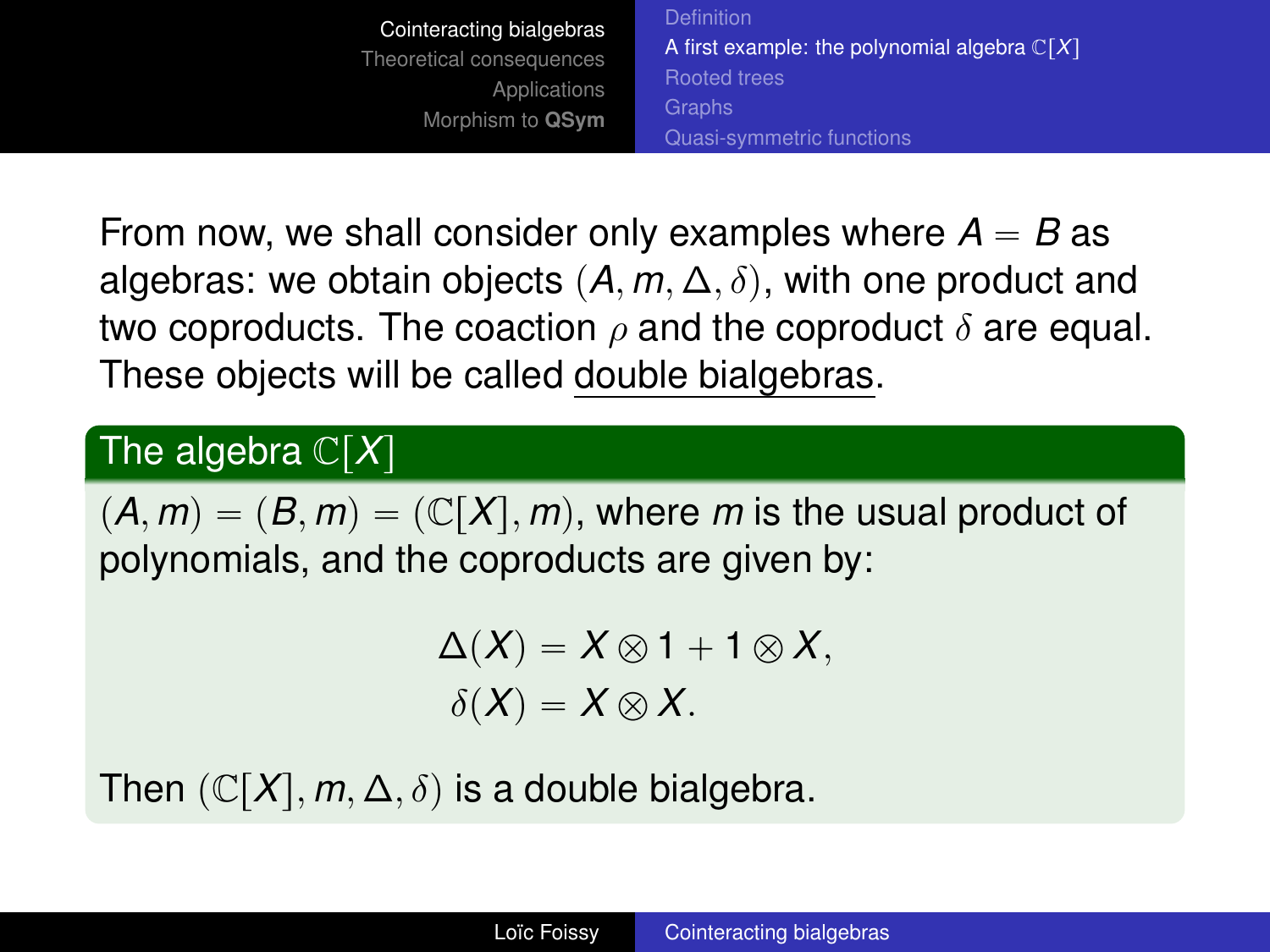From now, we shall consider only examples where $A = B$ as algebras: we obtain objects $(A, m, \Delta, \delta)$, with one product and two coproducts. The coaction $\rho$ and the coproduct $\delta$ are equal. These objects will be called double bialgebras.

### The algebra $\mathbb{C}[X]$

$(A, m) = (B, m) = (\mathbb{C}[X], m)$, where $m$ is the usual product of polynomials, and the coproducts are given by:

$$\Delta(X) = X \otimes 1 + 1 \otimes X,$$
$$\delta(X) = X \otimes X.$$

Then $(\mathbb{C}[X], m, \Delta, \delta)$ is a double bialgebra.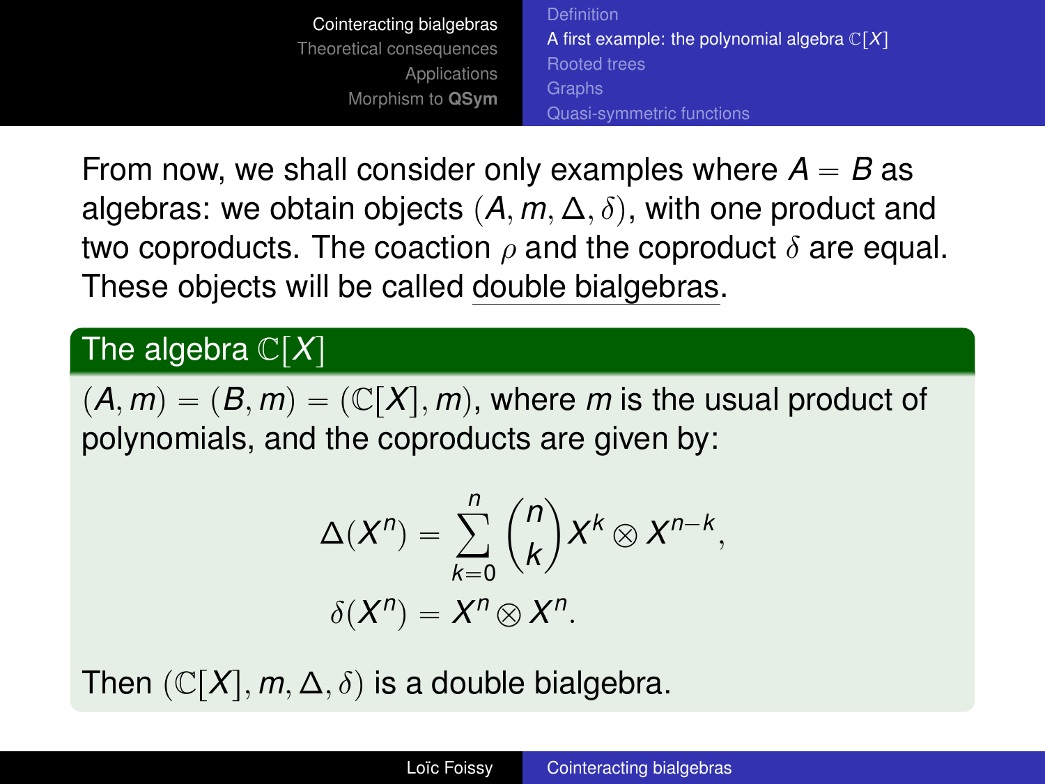From now, we shall consider only examples where $A = B$ as algebras: we obtain objects $(A, m, \Delta, \delta)$, with one product and two coproducts. The coaction $\rho$ and the coproduct $\delta$ are equal. These objects will be called <u>double bialgebras</u>.

### The algebra $\mathbb{C}[X]$

$(A, m) = (B, m) = (\mathbb{C}[X], m)$, where $m$ is the usual product of polynomials, and the coproducts are given by:

$$\Delta(X^n) = \sum_{k=0}^{n} \binom{n}{k} X^k \otimes X^{n-k},$$

$$\delta(X^n) = X^n \otimes X^n.$$

Then $(\mathbb{C}[X], m, \Delta, \delta)$ is a double bialgebra.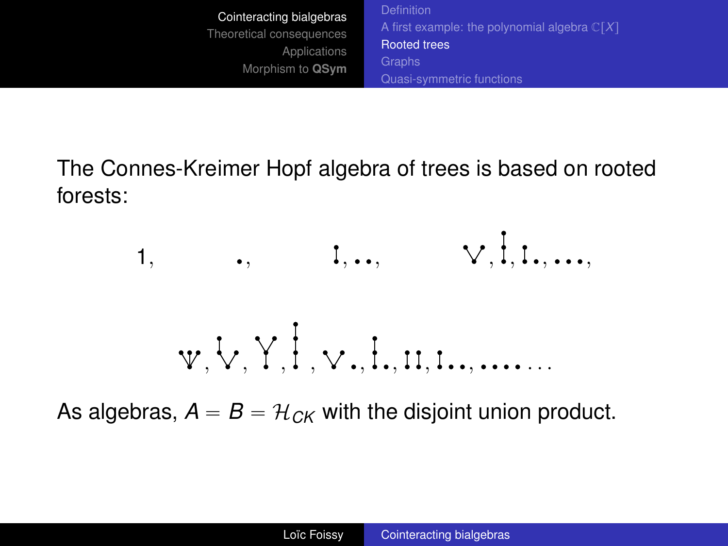The Connes-Kreimer Hopf algebra of trees is based on rooted forests:

$$1, \quad \bullet, \quad \mathfrak{1}, \bullet\bullet, \quad \vee, \mathfrak{I}, \mathfrak{1}\bullet, \bullet\bullet\bullet,$$

$$\ldots, \bullet\bullet\bullet\bullet\bullet \ldots$$

As algebras, $A = B = \mathcal{H}_{CK}$ with the disjoint union product.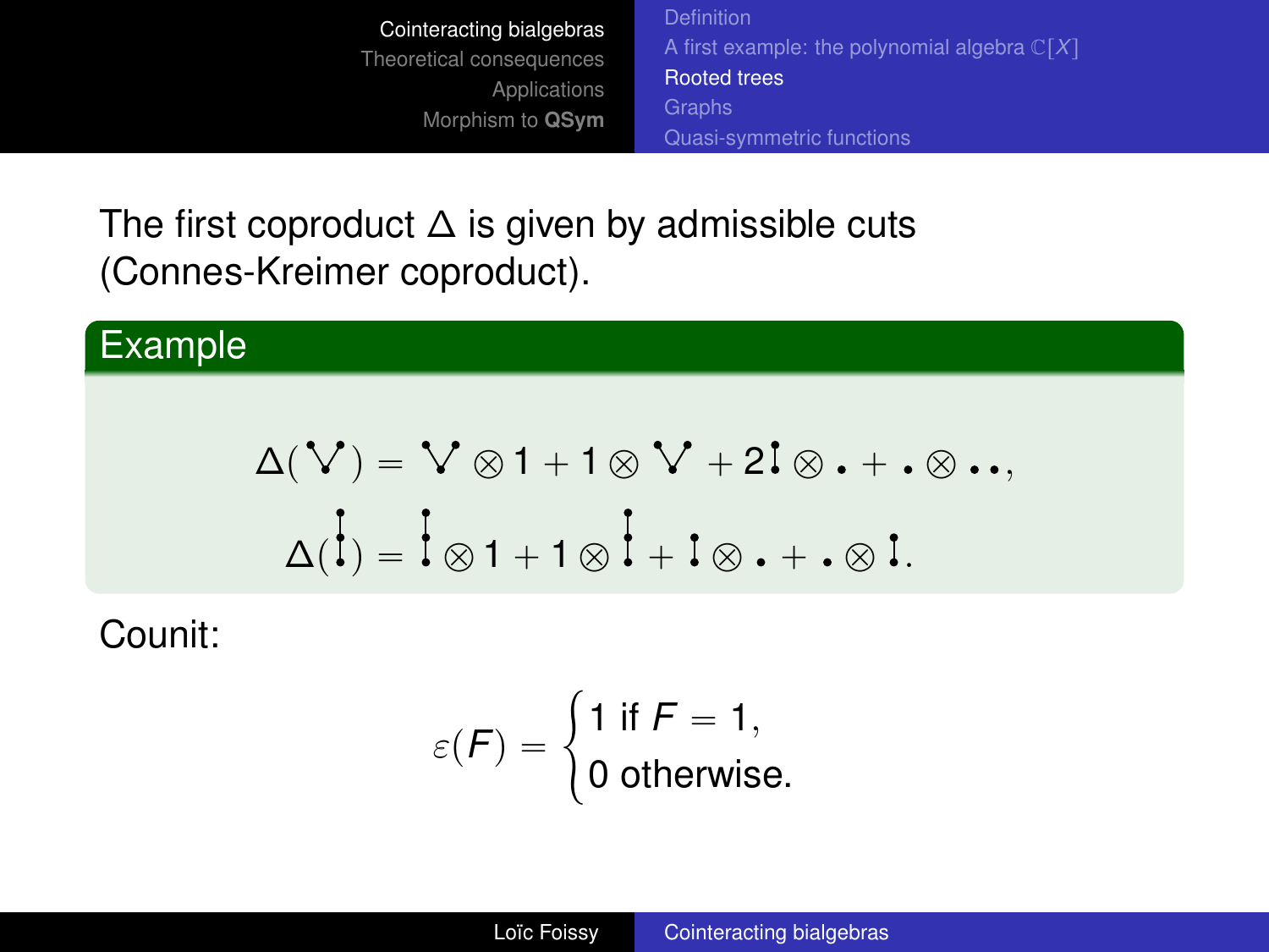The first coproduct $\Delta$ is given by admissible cuts (Connes-Kreimer coproduct).

**Example**

$$\Delta(\vee) = \vee \otimes 1 + 1 \otimes \vee + 2\mathfrak{l} \otimes \bullet + \bullet \otimes \bullet\bullet,$$

$$\Delta(\mathfrak{l}_3) = \mathfrak{l}_3 \otimes 1 + 1 \otimes \mathfrak{l}_3 + \mathfrak{l} \otimes \bullet + \bullet \otimes \mathfrak{l}.$$

Counit:

$$\varepsilon(F) = \begin{cases} 1 \text{ if } F = 1, \\ 0 \text{ otherwise.} \end{cases}$$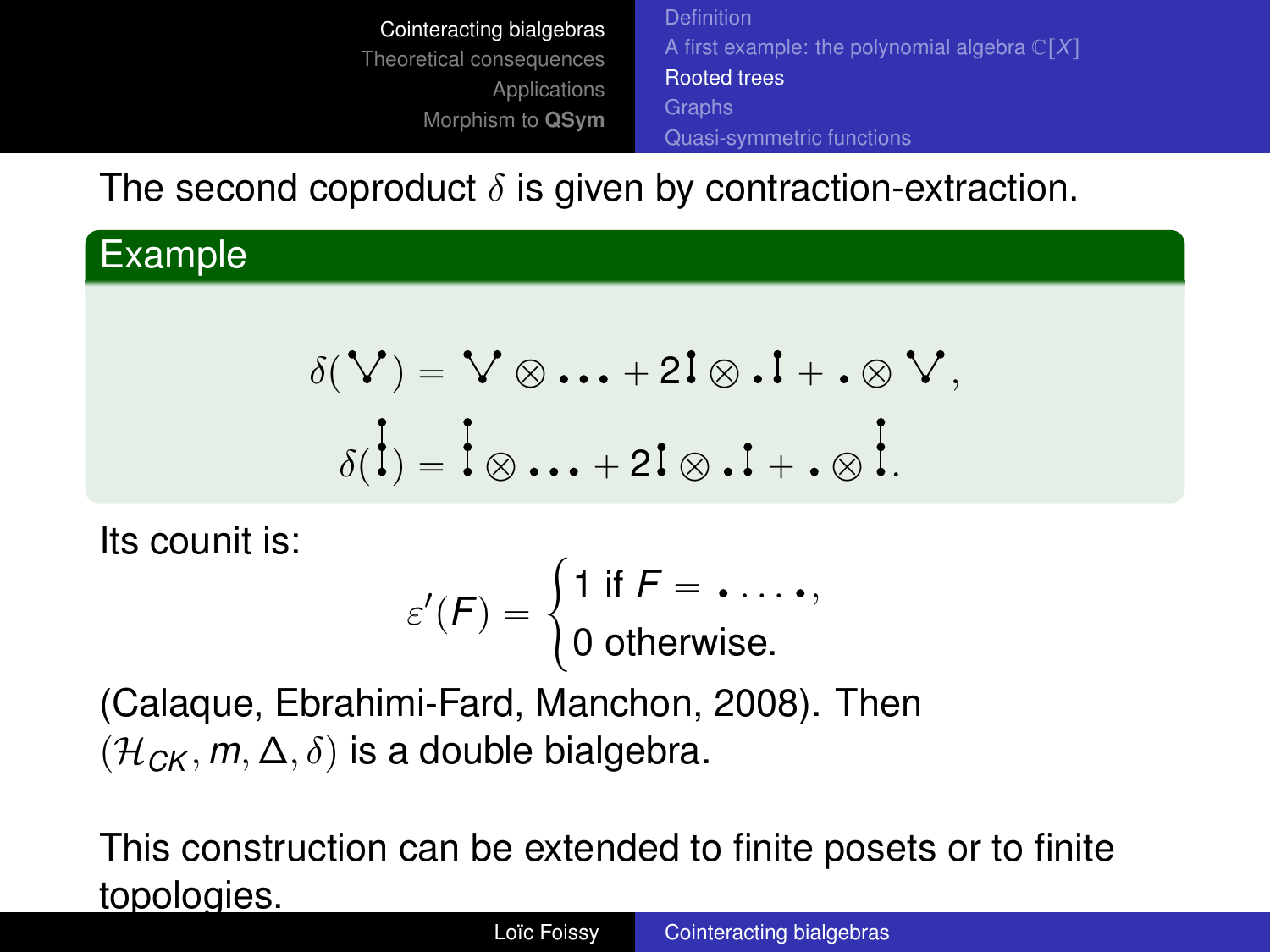The second coproduct $\delta$ is given by contraction-extraction.

**Example**

$$\delta(\vee) = \vee \otimes \cdot\cdot\cdot + 2\,\mathfrak{l} \otimes \cdot\,\mathfrak{l} + \cdot \otimes \vee,$$

$$\delta(\mathfrak{l}) = \mathfrak{l} \otimes \cdot\cdot\cdot + 2\,\mathfrak{l} \otimes \cdot\,\mathfrak{l} + \cdot \otimes \mathfrak{l}.$$

Its counit is:

$$\varepsilon'(F) = \begin{cases} 1 \text{ if } F = \cdot \ldots \cdot, \\ 0 \text{ otherwise.} \end{cases}$$

(Calaque, Ebrahimi-Fard, Manchon, 2008). Then $(\mathcal{H}_{CK}, m, \Delta, \delta)$ is a double bialgebra.

This construction can be extended to finite posets or to finite topologies.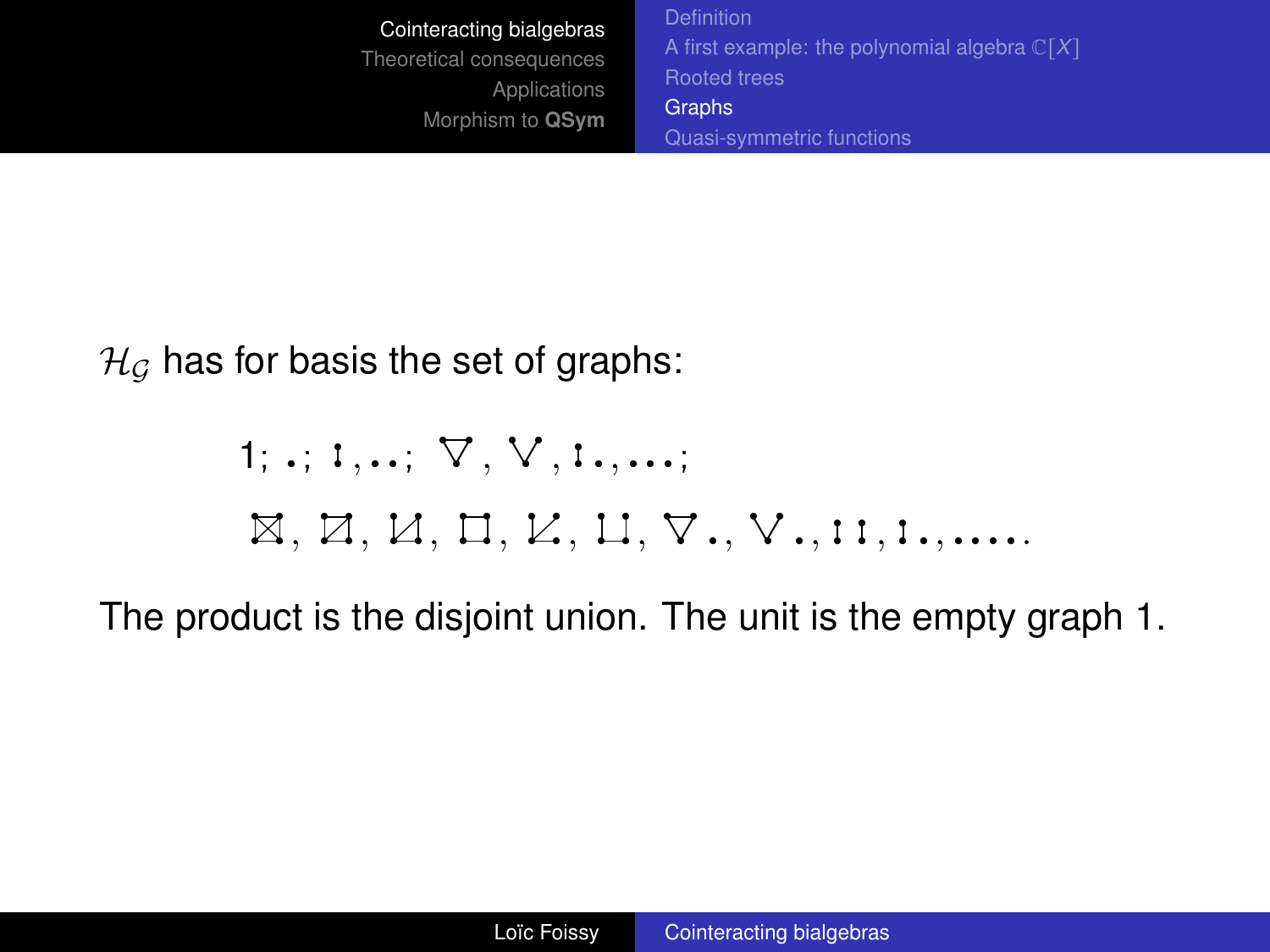$\mathcal{H}_\mathcal{G}$ has for basis the set of graphs:

1; $\cdot$; I, $\cdot\cdot$; $\nabla$, $\vee$, I $\cdot$, $\cdot\cdot\cdot$;

$\boxtimes$, ⊠, ⊿, ⊓, ⊾, ⊔, $\nabla\cdot$, $\vee\cdot$, II, I $\cdot\cdot$, $\cdot\cdot\cdot\cdot$...

The product is the disjoint union. The unit is the empty graph 1.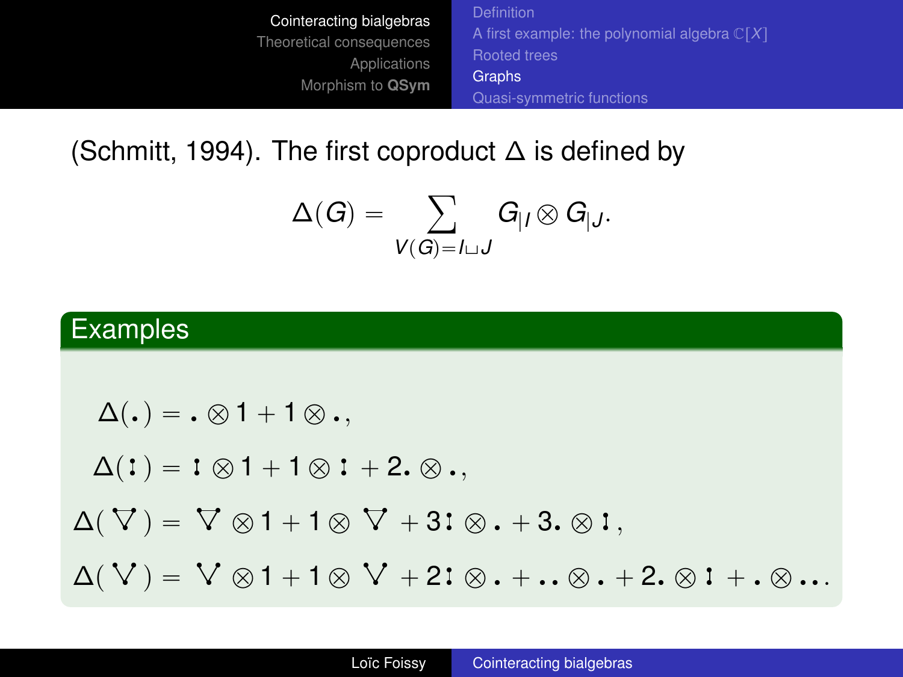(Schmitt, 1994). The first coproduct $\Delta$ is defined by

$$\Delta(G) = \sum_{V(G)=I\sqcup J} G_{|I} \otimes G_{|J}.$$

## Examples

$$\Delta(\bullet) = \bullet \otimes 1 + 1 \otimes \bullet,$$

$$\Delta(\mathbf{I}) = \mathbf{I} \otimes 1 + 1 \otimes \mathbf{I} + 2 \bullet \otimes \bullet,$$

$$\Delta(\nabla) = \nabla \otimes 1 + 1 \otimes \nabla + 3 \mathbf{I} \otimes \bullet + 3 \bullet \otimes \mathbf{I},$$

$$\Delta(\vee) = \vee \otimes 1 + 1 \otimes \vee + 2 \mathbf{I} \otimes \bullet + \bullet\bullet \otimes \bullet + 2 \bullet \otimes \mathbf{I} + \bullet \otimes \bullet\bullet.$$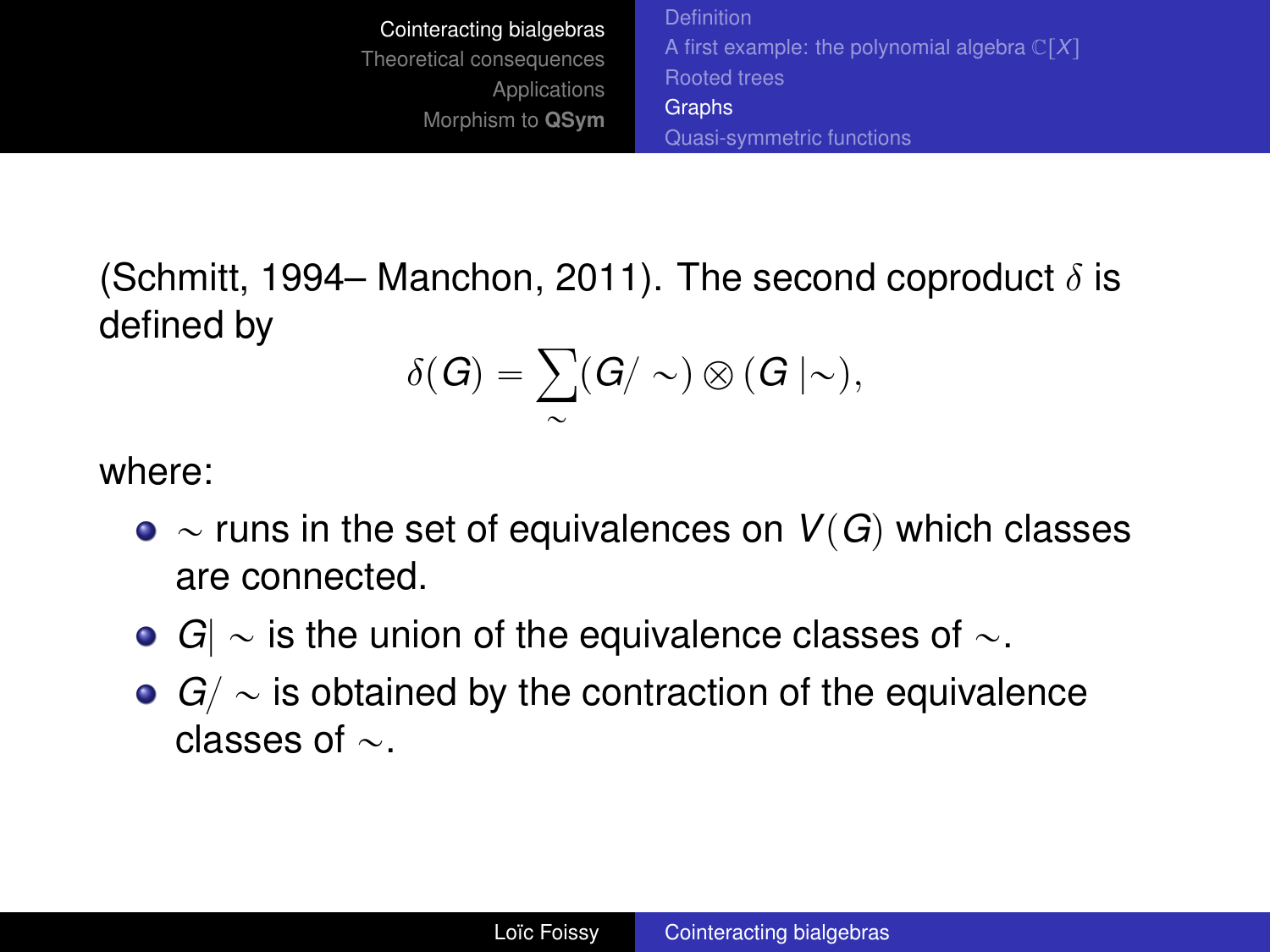(Schmitt, 1994– Manchon, 2011). The second coproduct $\delta$ is defined by

$$\delta(G) = \sum_{\sim} (G/\sim) \otimes (G\mid\sim),$$

where:

- $\sim$ runs in the set of equivalences on $V(G)$ which classes are connected.
- $G|\sim$ is the union of the equivalence classes of $\sim$.
- $G/\sim$ is obtained by the contraction of the equivalence classes of $\sim$.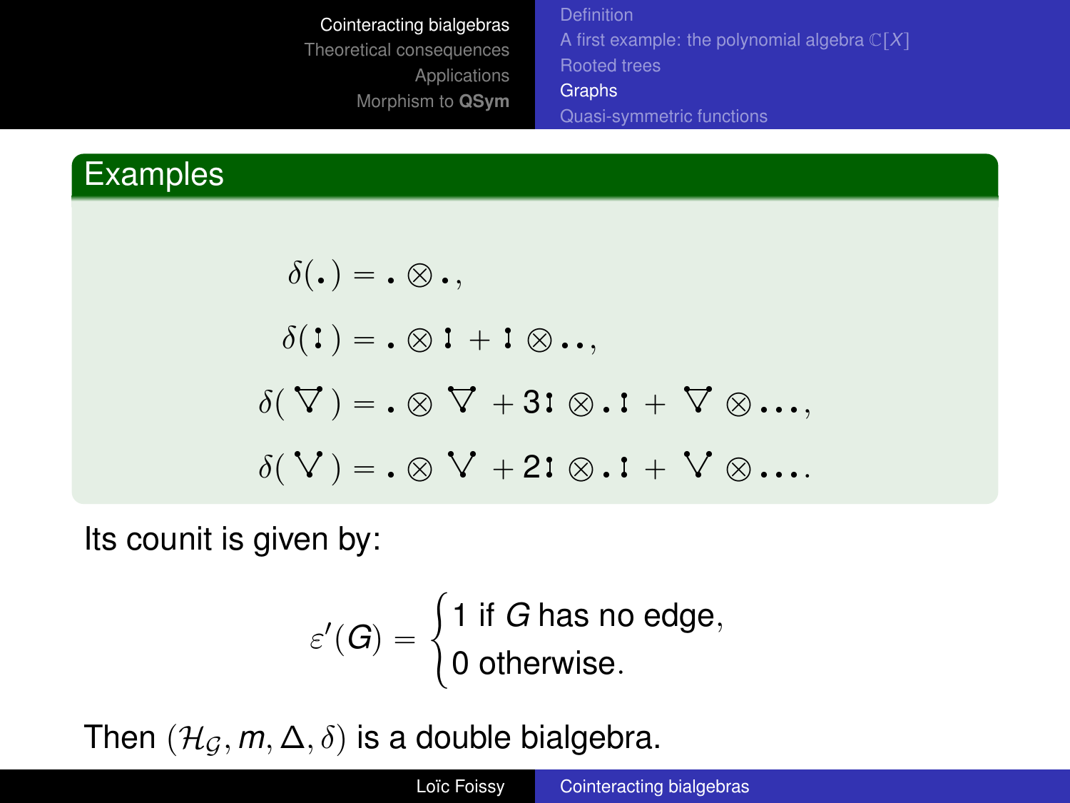## Examples

$$\delta(\bullet) = \bullet \otimes \bullet,$$

$$\delta(\,\mathfrak{l}\,) = \bullet \otimes \mathfrak{l} + \mathfrak{l} \otimes \bullet\bullet,$$

$$\delta(\triangledown) = \bullet \otimes \triangledown + 3\,\mathfrak{l} \otimes \bullet\,\mathfrak{l} + \triangledown \otimes \bullet\bullet\bullet,$$

$$\delta(\vee) = \bullet \otimes \vee + 2\,\mathfrak{l} \otimes \bullet\,\mathfrak{l} + \vee \otimes \bullet\bullet\bullet.$$

Its counit is given by:

$$\varepsilon'(G) = \begin{cases} 1 \text{ if } G \text{ has no edge,} \\ 0 \text{ otherwise.} \end{cases}$$

Then $(\mathcal{H}_{\mathcal{G}}, m, \Delta, \delta)$ is a double bialgebra.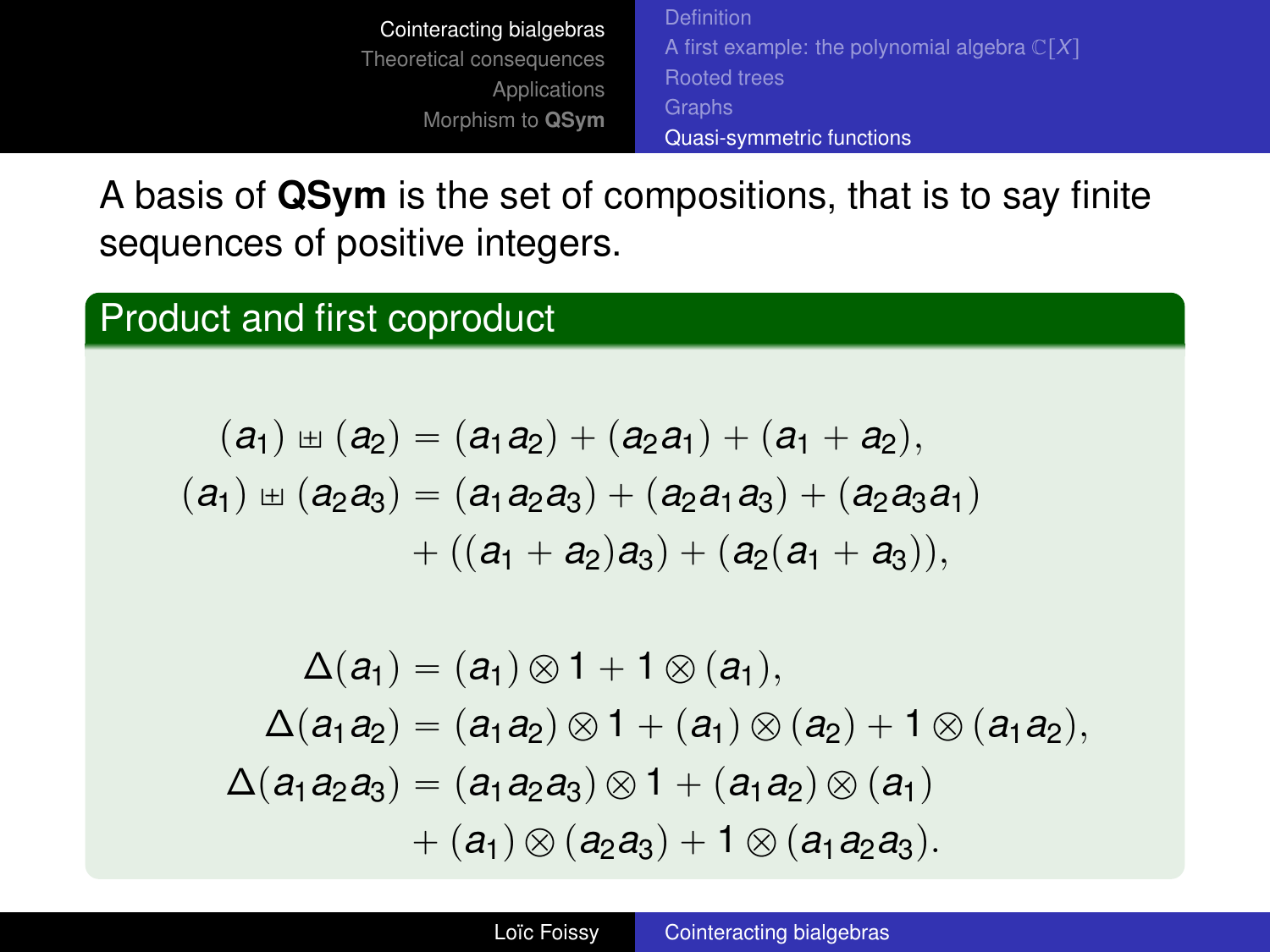A basis of **QSym** is the set of compositions, that is to say finite sequences of positive integers.

## Product and first coproduct

$$
\begin{aligned}
(a_1) \uplus (a_2) &= (a_1 a_2) + (a_2 a_1) + (a_1 + a_2),\\
(a_1) \uplus (a_2 a_3) &= (a_1 a_2 a_3) + (a_2 a_1 a_3) + (a_2 a_3 a_1)\\
&\quad + ((a_1 + a_2) a_3) + (a_2 (a_1 + a_3)),
\end{aligned}
$$

$$
\begin{aligned}
\Delta(a_1) &= (a_1) \otimes 1 + 1 \otimes (a_1),\\
\Delta(a_1 a_2) &= (a_1 a_2) \otimes 1 + (a_1) \otimes (a_2) + 1 \otimes (a_1 a_2),\\
\Delta(a_1 a_2 a_3) &= (a_1 a_2 a_3) \otimes 1 + (a_1 a_2) \otimes (a_1)\\
&\quad + (a_1) \otimes (a_2 a_3) + 1 \otimes (a_1 a_2 a_3).
\end{aligned}
$$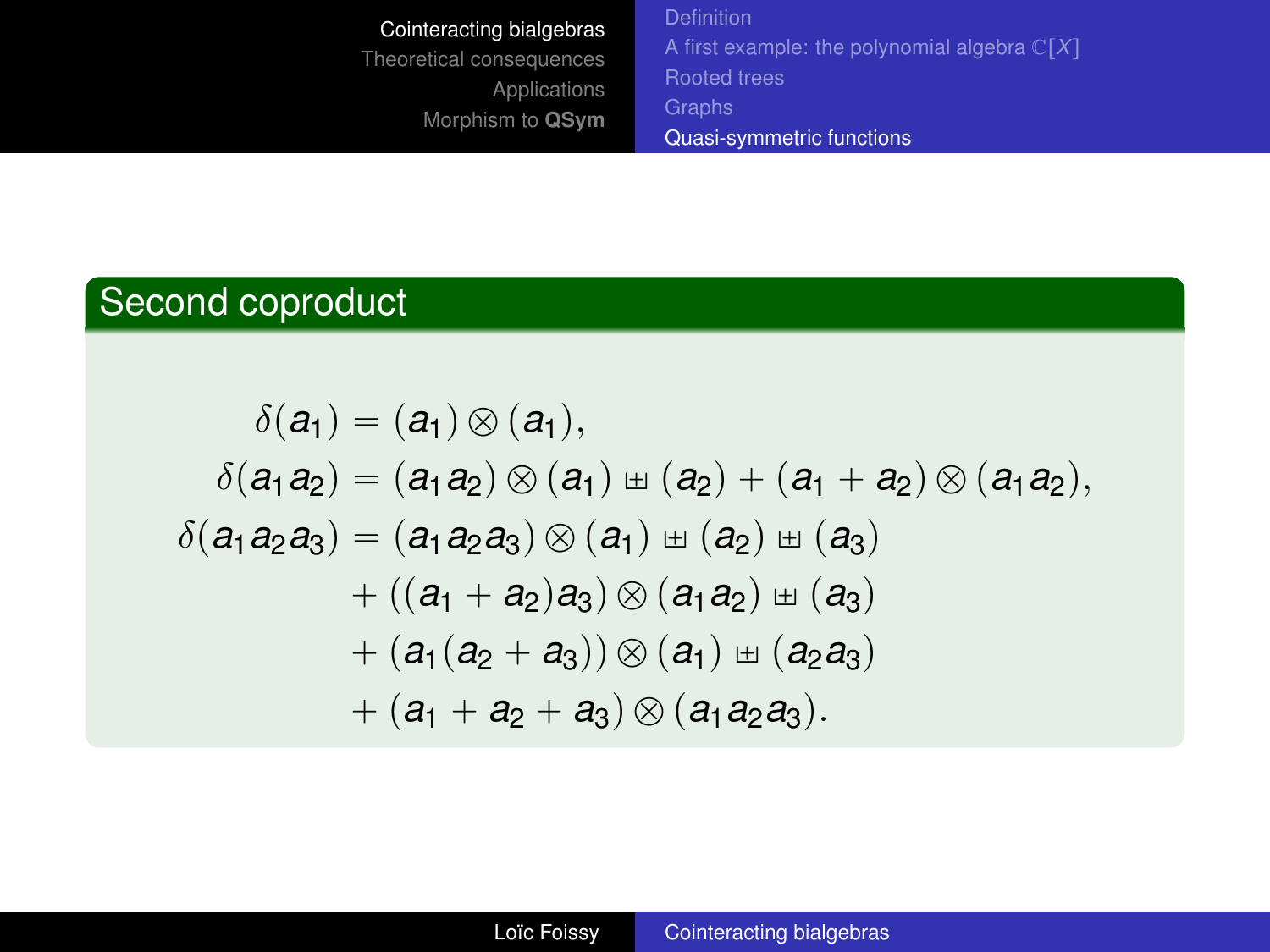## Second coproduct

$$
\begin{aligned}
\delta(a_1) &= (a_1) \otimes (a_1),\\
\delta(a_1a_2) &= (a_1a_2) \otimes (a_1) \uplus (a_2) + (a_1 + a_2) \otimes (a_1a_2),\\
\delta(a_1a_2a_3) &= (a_1a_2a_3) \otimes (a_1) \uplus (a_2) \uplus (a_3)\\
&\quad + ((a_1 + a_2)a_3) \otimes (a_1a_2) \uplus (a_3)\\
&\quad + (a_1(a_2 + a_3)) \otimes (a_1) \uplus (a_2a_3)\\
&\quad + (a_1 + a_2 + a_3) \otimes (a_1a_2a_3).
\end{aligned}
$$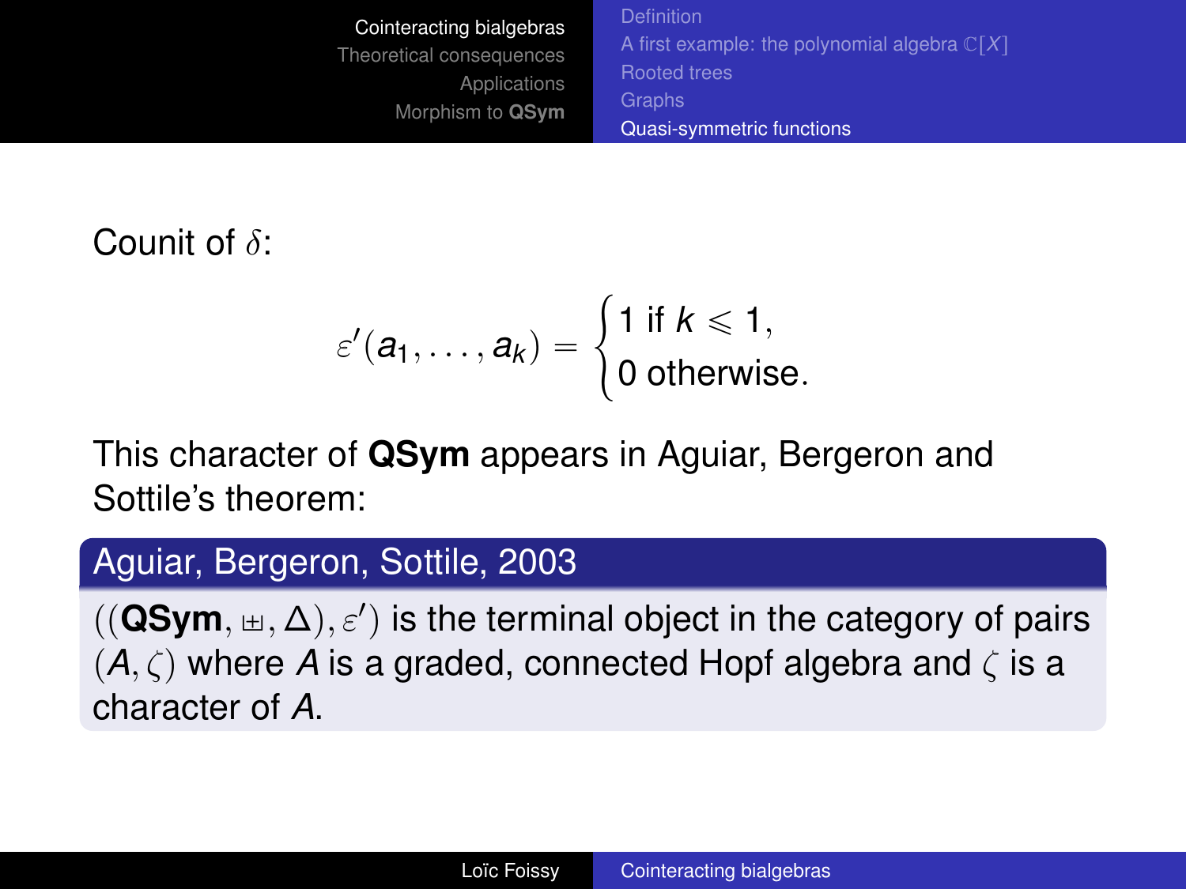Count of $\delta$:

$$\varepsilon'(a_1, \ldots, a_k) = \begin{cases} 1 \text{ if } k \leqslant 1, \\ 0 \text{ otherwise.} \end{cases}$$

This character of **QSym** appears in Aguiar, Bergeron and Sottile's theorem:

**Aguiar, Bergeron, Sottile, 2003**

$((\mathbf{QSym}, \boxplus, \Delta), \varepsilon')$ is the terminal object in the category of pairs $(A, \zeta)$ where $A$ is a graded, connected Hopf algebra and $\zeta$ is a character of $A$.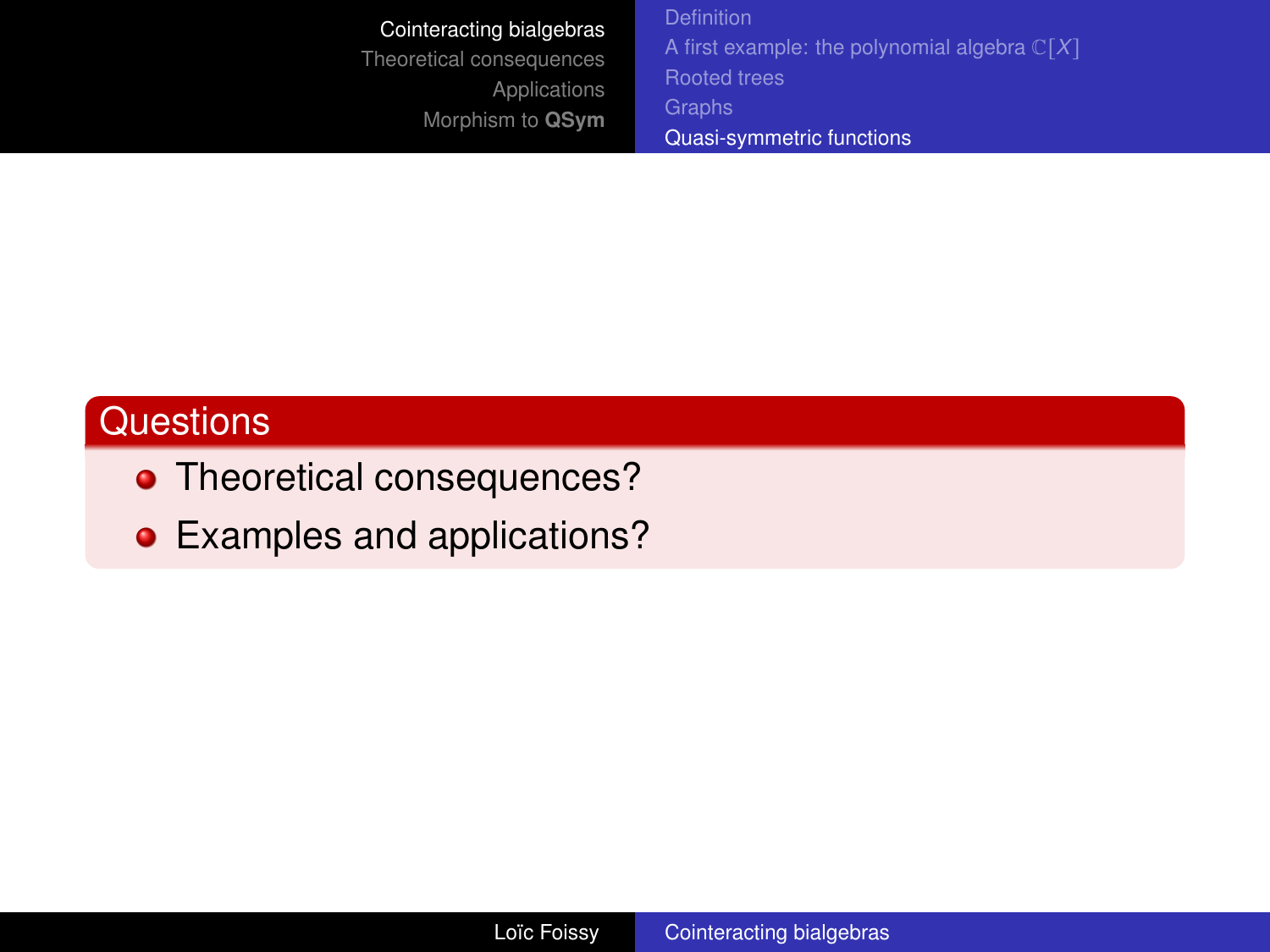## Questions

- Theoretical consequences?
- Examples and applications?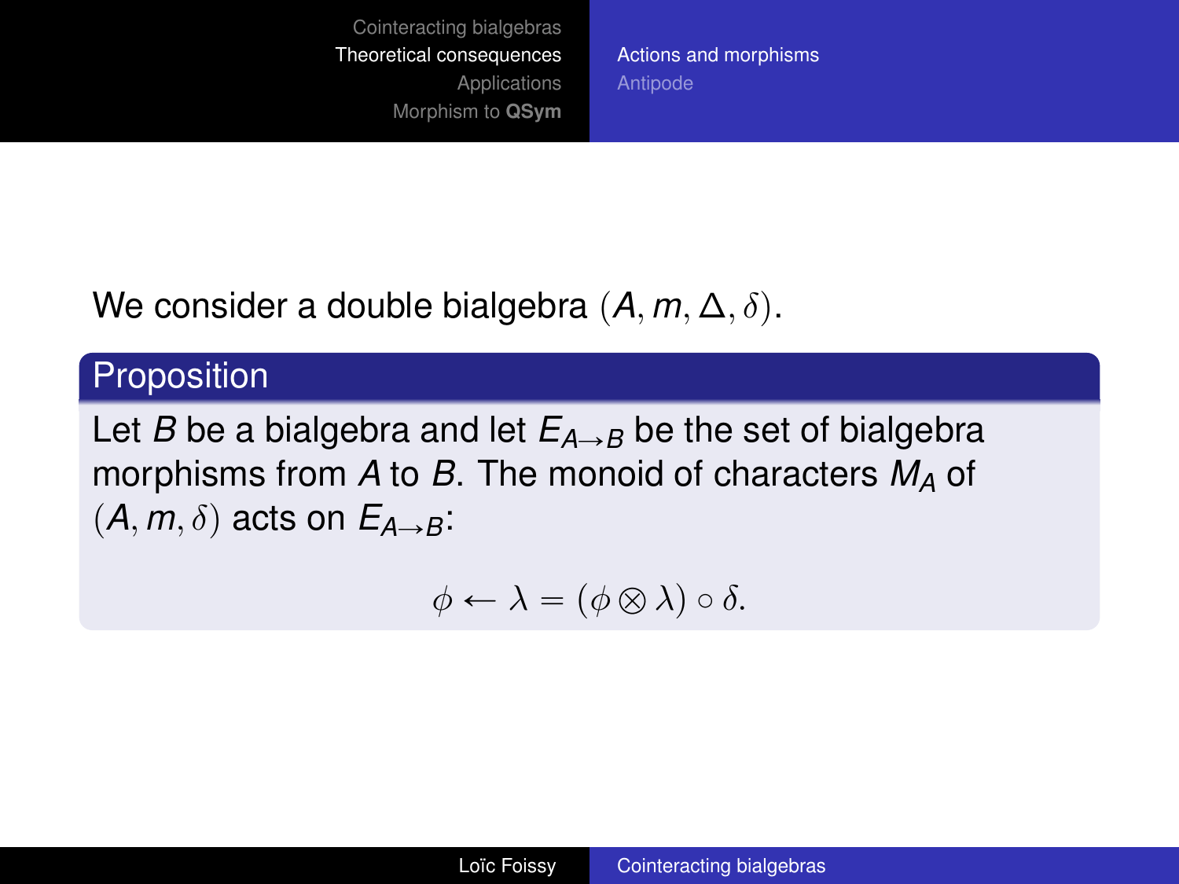We consider a double bialgebra $(A, m, \Delta, \delta)$.

### Proposition

Let $B$ be a bialgebra and let $E_{A \to B}$ be the set of bialgebra morphisms from $A$ to $B$. The monoid of characters $M_A$ of $(A, m, \delta)$ acts on $E_{A \to B}$:

$$\phi \leftarrow \lambda = (\phi \otimes \lambda) \circ \delta.$$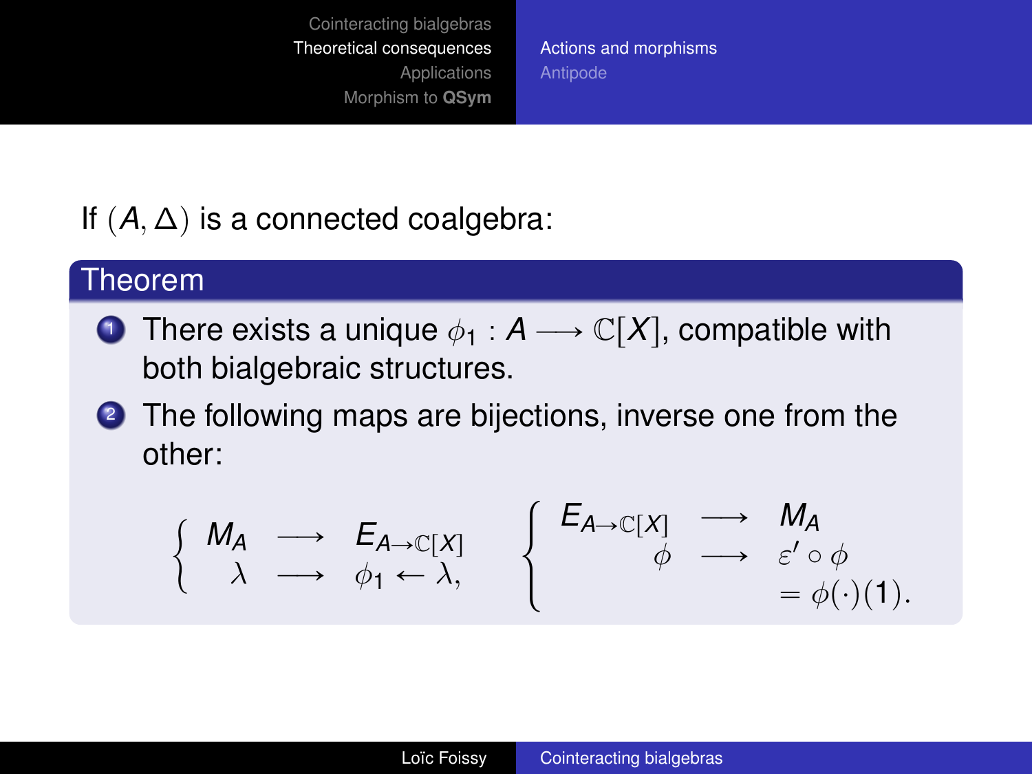If $(A, \Delta)$ is a connected coalgebra:

**Theorem**

1. There exists a unique $\phi_1 : A \longrightarrow \mathbb{C}[X]$, compatible with both bialgebraic structures.
2. The following maps are bijections, inverse one from the other:

$$\left\{ \begin{array}{rcl} M_A & \longrightarrow & E_{A\to\mathbb{C}[X]} \\ \lambda & \longrightarrow & \phi_1 \leftarrow \lambda, \end{array} \right. \qquad \left\{ \begin{array}{rcl} E_{A\to\mathbb{C}[X]} & \longrightarrow & M_A \\ \phi & \longrightarrow & \varepsilon' \circ \phi \\ & & = \phi(\cdot)(1). \end{array} \right.$$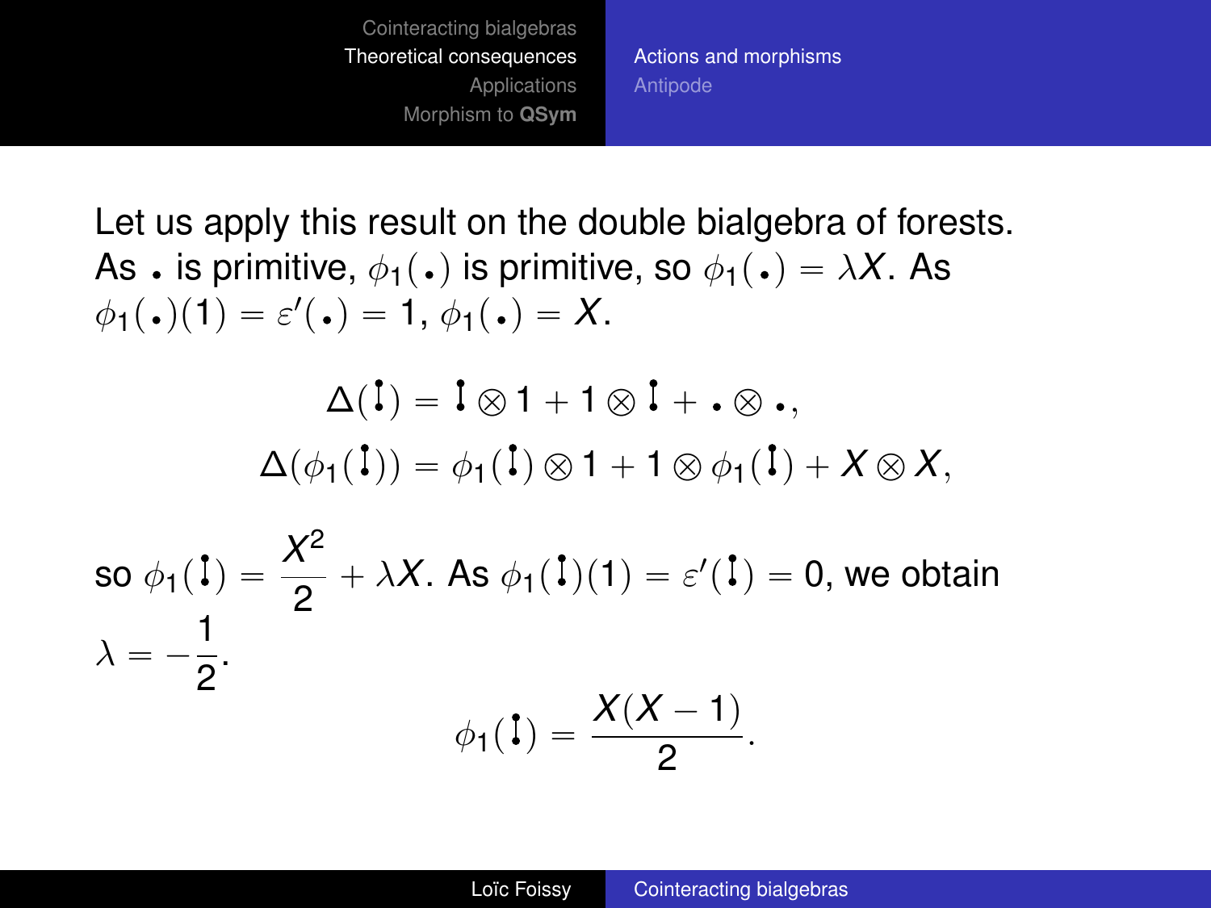Let us apply this result on the double bialgebra of forests. As $\bullet$ is primitive, $\phi_1(\bullet)$ is primitive, so $\phi_1(\bullet) = \lambda X$. As $\phi_1(\bullet)(1) = \varepsilon'(\bullet) = 1$, $\phi_1(\bullet) = X$.

$$\Delta(\mathbf{I}) = \mathbf{I} \otimes 1 + 1 \otimes \mathbf{I} + \bullet \otimes \bullet,$$
$$\Delta(\phi_1(\mathbf{I})) = \phi_1(\mathbf{I}) \otimes 1 + 1 \otimes \phi_1(\mathbf{I}) + X \otimes X,$$

so $\phi_1(\mathbf{I}) = \dfrac{X^2}{2} + \lambda X$. As $\phi_1(\mathbf{I})(1) = \varepsilon'(\mathbf{I}) = 0$, we obtain $\lambda = -\dfrac{1}{2}$.

$$\phi_1(\mathbf{I}) = \frac{X(X-1)}{2}.$$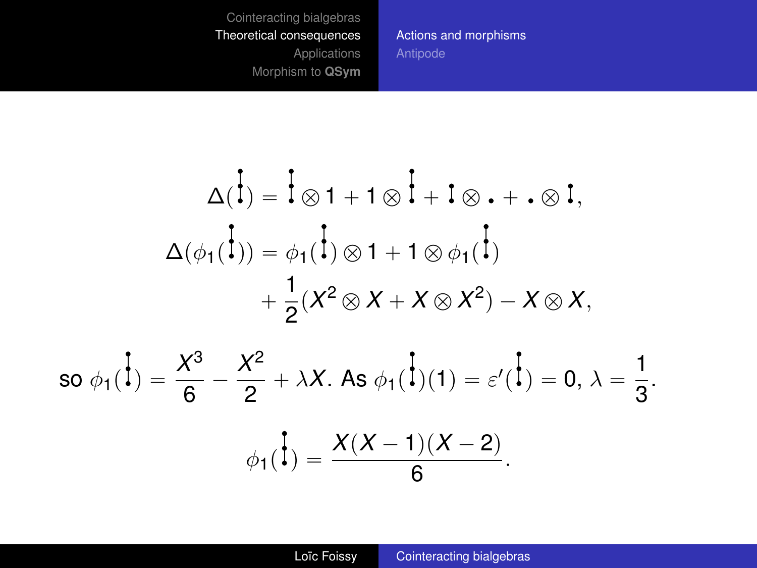$$\Delta\left(\substack{\bullet\\|\\\bullet\\|\\\bullet}\right) = \substack{\bullet\\|\\\bullet\\|\\\bullet} \otimes 1 + 1 \otimes \substack{\bullet\\|\\\bullet\\|\\\bullet} + \substack{\bullet\\|\\\bullet} \otimes \bullet + \bullet \otimes \substack{\bullet\\|\\\bullet},$$

$$\Delta\left(\phi_1\left(\substack{\bullet\\|\\\bullet\\|\\\bullet}\right)\right) = \phi_1\left(\substack{\bullet\\|\\\bullet\\|\\\bullet}\right) \otimes 1 + 1 \otimes \phi_1\left(\substack{\bullet\\|\\\bullet\\|\\\bullet}\right) + \frac{1}{2}(X^2 \otimes X + X \otimes X^2) - X \otimes X,$$

so $\phi_1\left(\substack{\bullet\\|\\\bullet\\|\\\bullet}\right) = \dfrac{X^3}{6} - \dfrac{X^2}{2} + \lambda X$. As $\phi_1\left(\substack{\bullet\\|\\\bullet\\|\\\bullet}\right)(1) = \varepsilon'\left(\substack{\bullet\\|\\\bullet\\|\\\bullet}\right) = 0$, $\lambda = \dfrac{1}{3}$.

$$\phi_1\left(\substack{\bullet\\|\\\bullet\\|\\\bullet}\right) = \frac{X(X-1)(X-2)}{6}.$$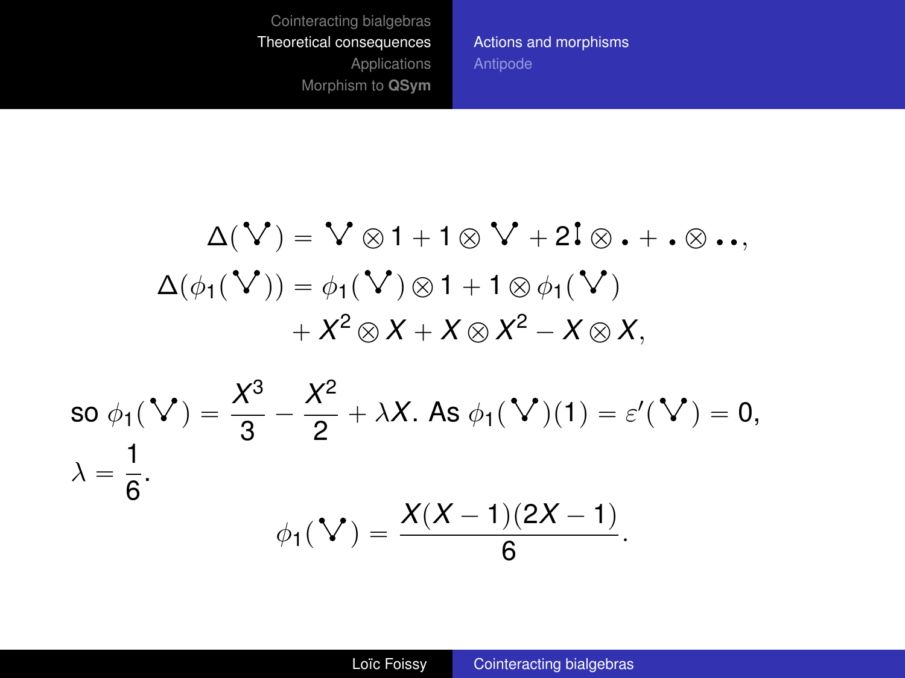$$\Delta(\vee) = \vee \otimes 1 + 1 \otimes \vee + 2\,\mathfrak{l} \otimes \bullet + \bullet \otimes \bullet\bullet,$$

$$\Delta(\phi_1(\vee)) = \phi_1(\vee) \otimes 1 + 1 \otimes \phi_1(\vee) + X^2 \otimes X + X \otimes X^2 - X \otimes X,$$

so $\phi_1(\vee) = \dfrac{X^3}{3} - \dfrac{X^2}{2} + \lambda X$. As $\phi_1(\vee)(1) = \varepsilon'(\vee) = 0$, $\lambda = \dfrac{1}{6}$.

$$\phi_1(\vee) = \frac{X(X-1)(2X-1)}{6}.$$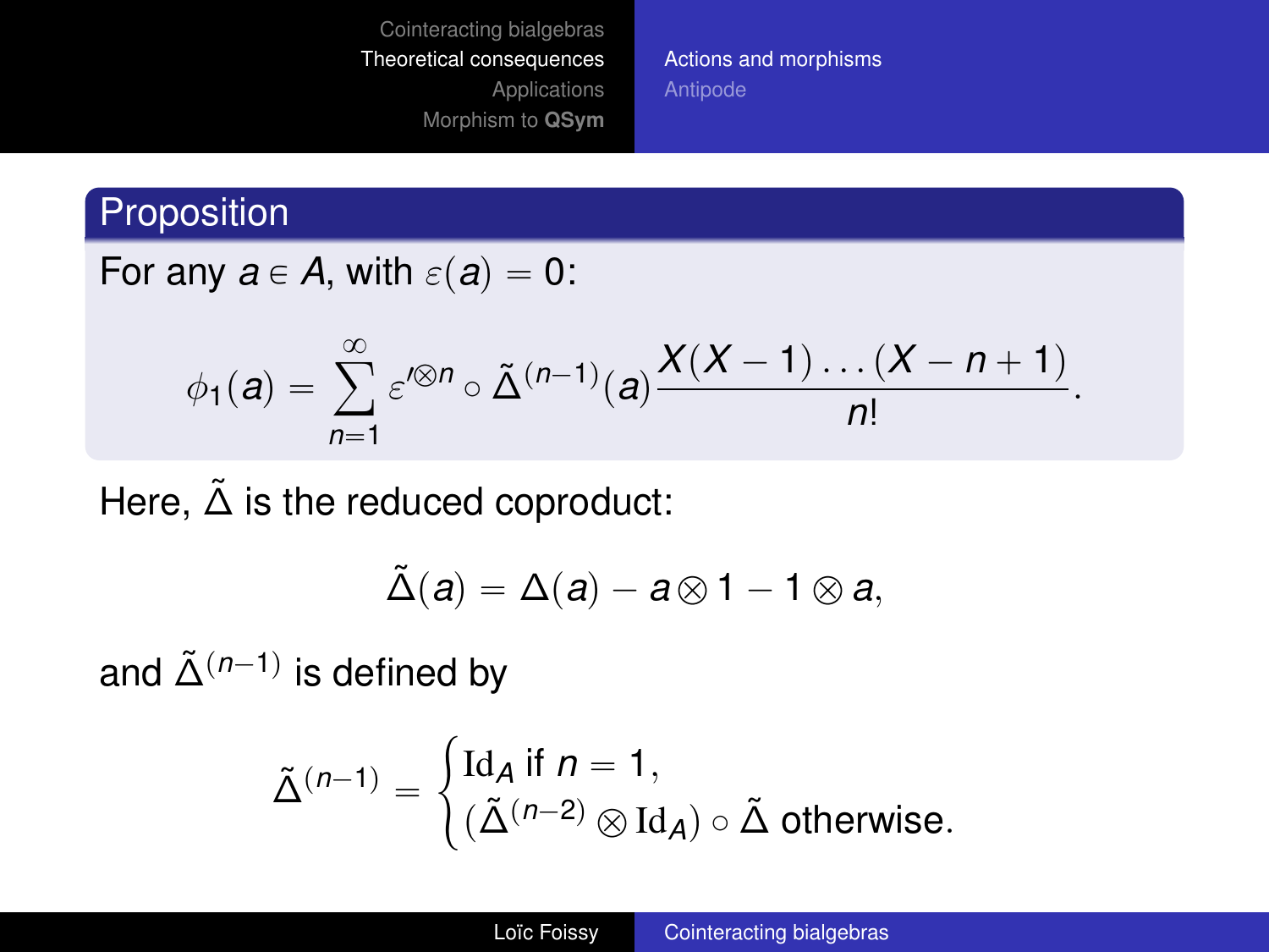**Proposition**

For any $a \in A$, with $\varepsilon(a) = 0$:

$$\phi_1(a) = \sum_{n=1}^{\infty} \varepsilon'^{\otimes n} \circ \tilde{\Delta}^{(n-1)}(a) \frac{X(X-1)\ldots(X-n+1)}{n!}.$$

Here, $\tilde{\Delta}$ is the reduced coproduct:

$$\tilde{\Delta}(a) = \Delta(a) - a \otimes 1 - 1 \otimes a,$$

and $\tilde{\Delta}^{(n-1)}$ is defined by

$$\tilde{\Delta}^{(n-1)} = \begin{cases} \mathrm{Id}_A \text{ if } n = 1, \\ (\tilde{\Delta}^{(n-2)} \otimes \mathrm{Id}_A) \circ \tilde{\Delta} \text{ otherwise.} \end{cases}$$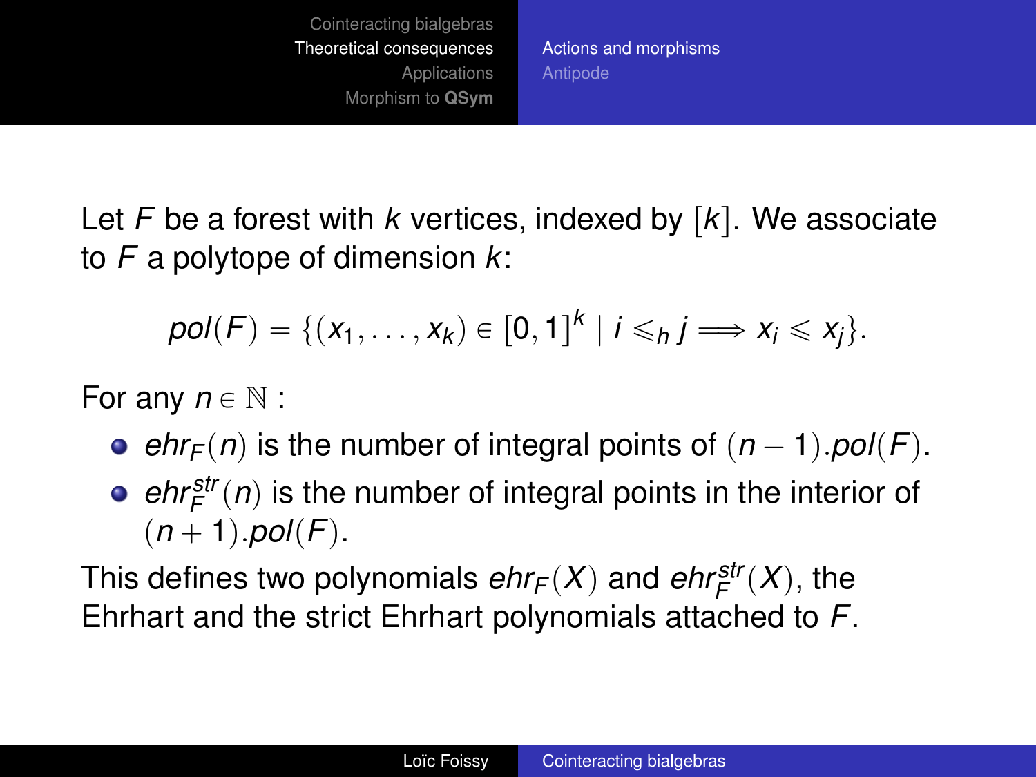Let $F$ be a forest with $k$ vertices, indexed by $[k]$. We associate to $F$ a polytope of dimension $k$:

$$pol(F) = \{(x_1, \ldots, x_k) \in [0,1]^k \mid i \leqslant_h j \Longrightarrow x_i \leqslant x_j\}.$$

For any $n \in \mathbb{N}$ :

- $ehr_F(n)$ is the number of integral points of $(n-1).pol(F)$.
- $ehr_F^{str}(n)$ is the number of integral points in the interior of $(n+1).pol(F)$.

This defines two polynomials $ehr_F(X)$ and $ehr_F^{str}(X)$, the Ehrhart and the strict Ehrhart polynomials attached to $F$.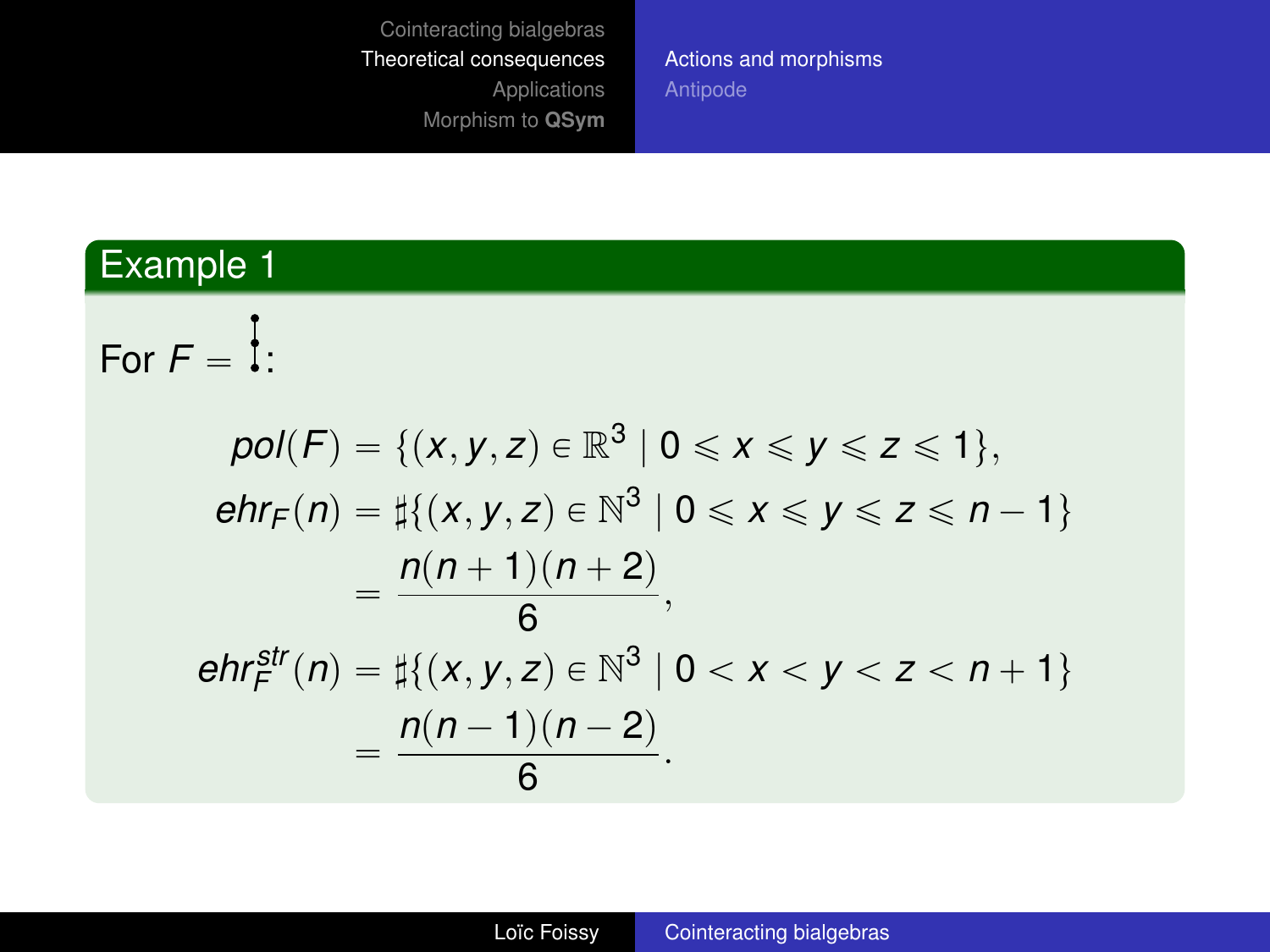## Example 1

For $F = $ (ladder tree with 3 vertices):

$$
\begin{aligned}
pol(F) &= \{(x,y,z) \in \mathbb{R}^3 \mid 0 \leqslant x \leqslant y \leqslant z \leqslant 1\},\\
ehr_F(n) &= \sharp\{(x,y,z) \in \mathbb{N}^3 \mid 0 \leqslant x \leqslant y \leqslant z \leqslant n-1\}\\
&= \frac{n(n+1)(n+2)}{6},\\
ehr_F^{str}(n) &= \sharp\{(x,y,z) \in \mathbb{N}^3 \mid 0 < x < y < z < n+1\}\\
&= \frac{n(n-1)(n-2)}{6}.
\end{aligned}
$$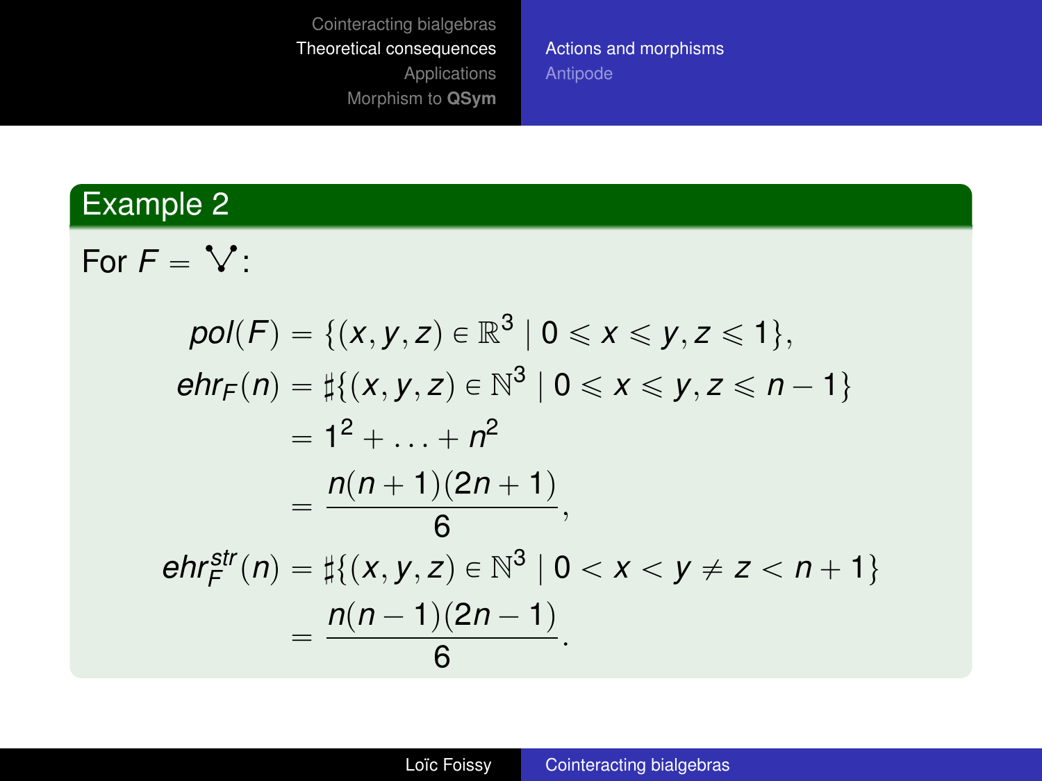## Example 2

For $F = \vee$:

$$
\begin{aligned}
pol(F) &= \{(x,y,z) \in \mathbb{R}^3 \mid 0 \leqslant x \leqslant y, z \leqslant 1\},\\
ehr_F(n) &= \sharp\{(x,y,z) \in \mathbb{N}^3 \mid 0 \leqslant x \leqslant y, z \leqslant n-1\}\\
&= 1^2 + \ldots + n^2\\
&= \frac{n(n+1)(2n+1)}{6},\\
ehr_F^{str}(n) &= \sharp\{(x,y,z) \in \mathbb{N}^3 \mid 0 < x < y \neq z < n+1\}\\
&= \frac{n(n-1)(2n-1)}{6}.
\end{aligned}
$$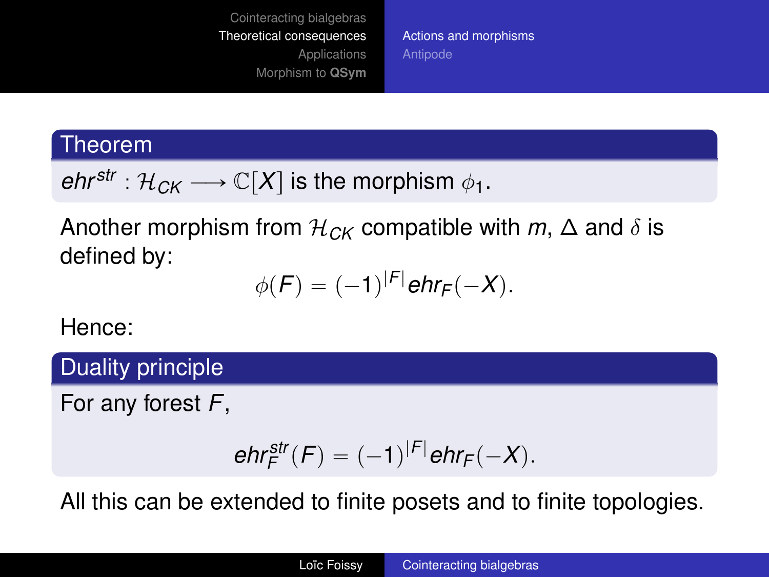**Theorem**

$ehr^{str} : \mathcal{H}_{CK} \longrightarrow \mathbb{C}[X]$ is the morphism $\phi_1$.

Another morphism from $\mathcal{H}_{CK}$ compatible with $m$, $\Delta$ and $\delta$ is defined by:

$$\phi(F) = (-1)^{|F|} ehr_F(-X).$$

Hence:

**Duality principle**

For any forest $F$,

$$ehr_F^{str}(F) = (-1)^{|F|} ehr_F(-X).$$

All this can be extended to finite posets and to finite topologies.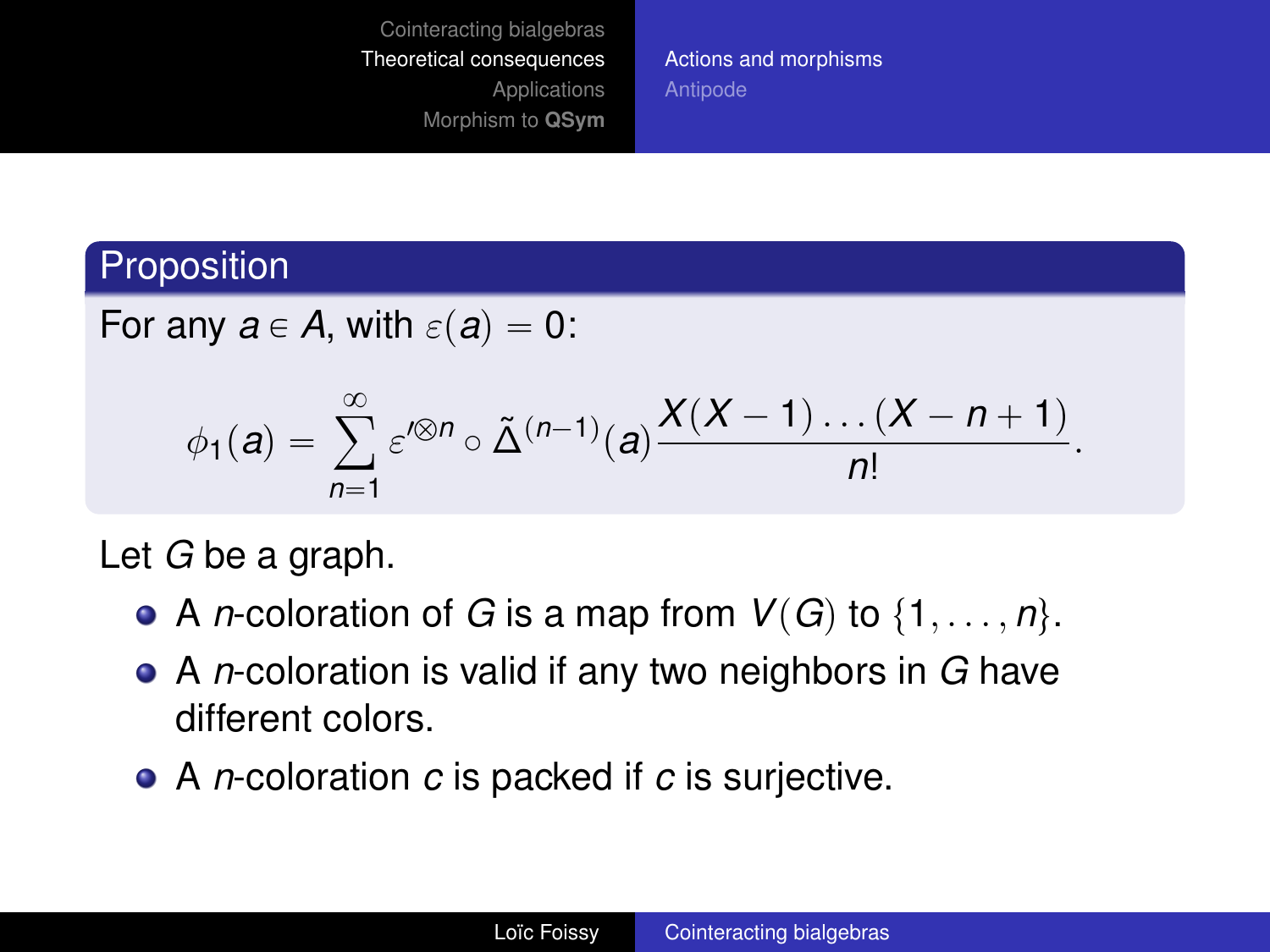**Proposition**

For any $a \in A$, with $\varepsilon(a) = 0$:

$$\phi_1(a) = \sum_{n=1}^{\infty} \varepsilon'^{\otimes n} \circ \tilde{\Delta}^{(n-1)}(a) \frac{X(X-1)\ldots(X-n+1)}{n!}.$$

Let $G$ be a graph.

- A $n$-coloration of $G$ is a map from $V(G)$ to $\{1, \ldots, n\}$.
- A $n$-coloration is valid if any two neighbors in $G$ have different colors.
- A $n$-coloration $c$ is packed if $c$ is surjective.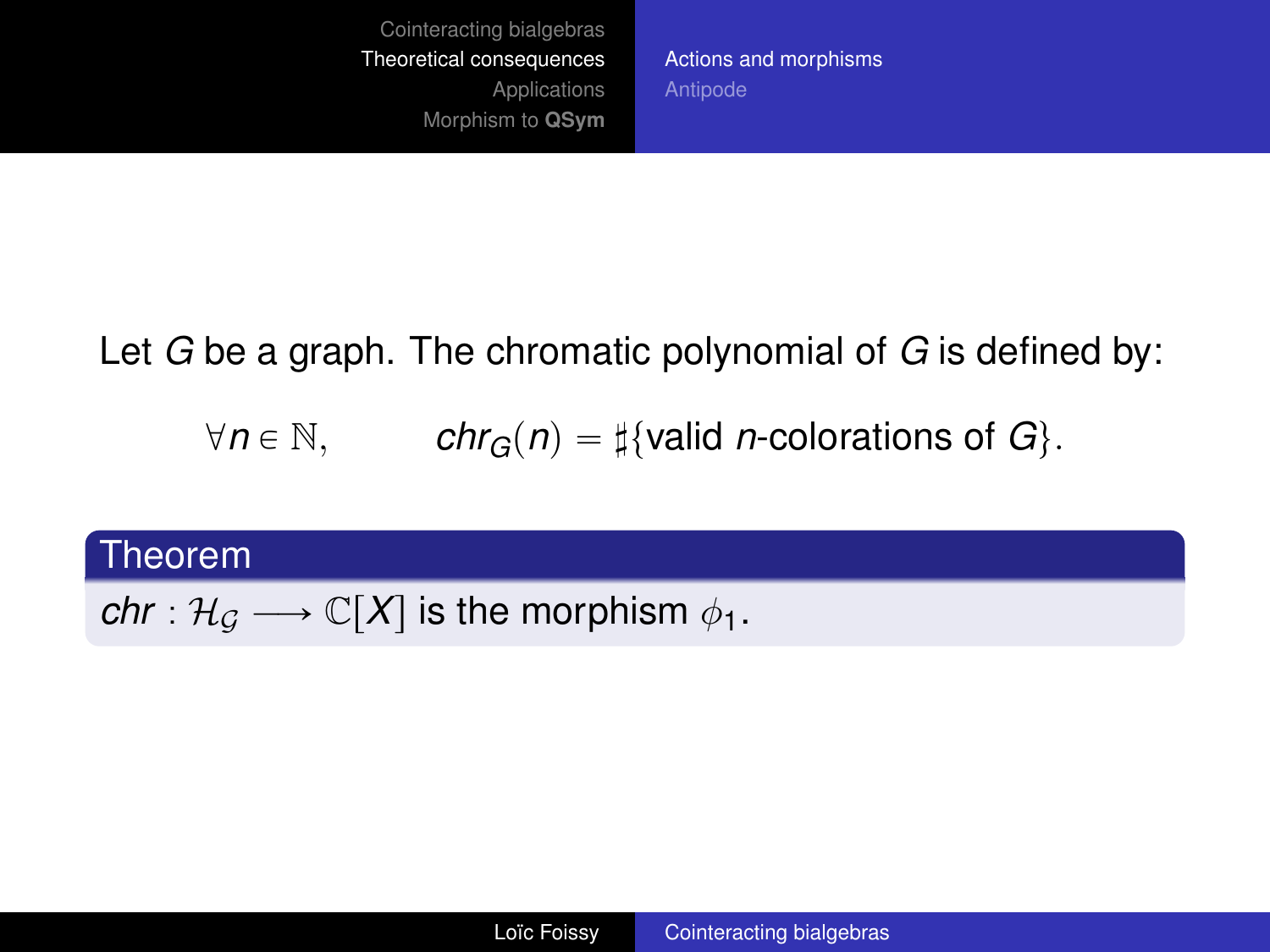Let $G$ be a graph. The chromatic polynomial of $G$ is defined by:

$$\forall n \in \mathbb{N}, \qquad chr_G(n) = \sharp\{\text{valid } n\text{-colorations of } G\}.$$

**Theorem**

$chr : \mathcal{H}_{\mathcal{G}} \longrightarrow \mathbb{C}[X]$ is the morphism $\phi_1$.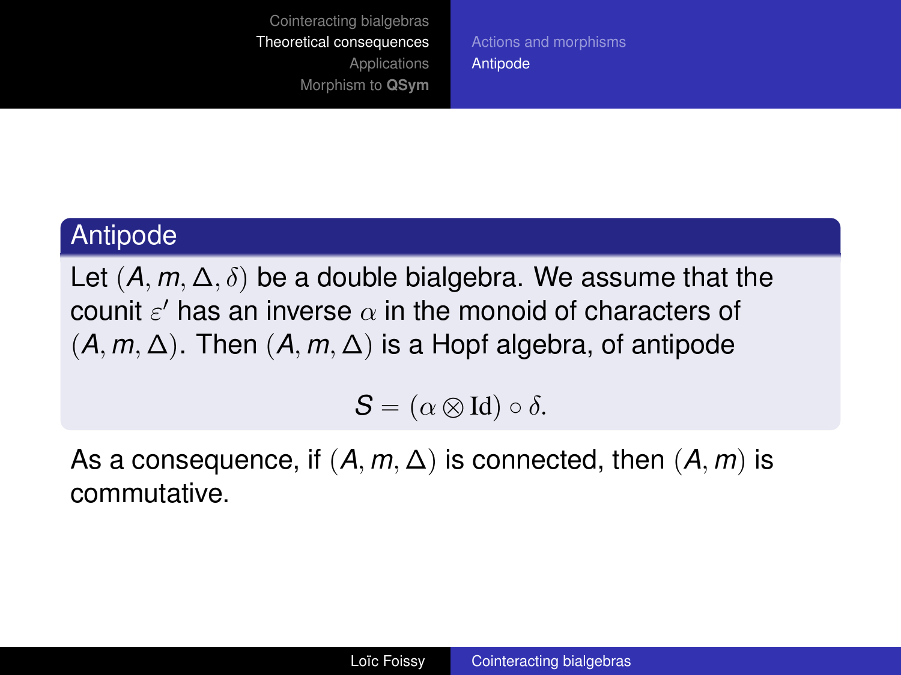## Antipode

Let $(A, m, \Delta, \delta)$ be a double bialgebra. We assume that the counit $\varepsilon'$ has an inverse $\alpha$ in the monoid of characters of $(A, m, \Delta)$. Then $(A, m, \Delta)$ is a Hopf algebra, of antipode

$$S = (\alpha \otimes \mathrm{Id}) \circ \delta.$$

As a consequence, if $(A, m, \Delta)$ is connected, then $(A, m)$ is commutative.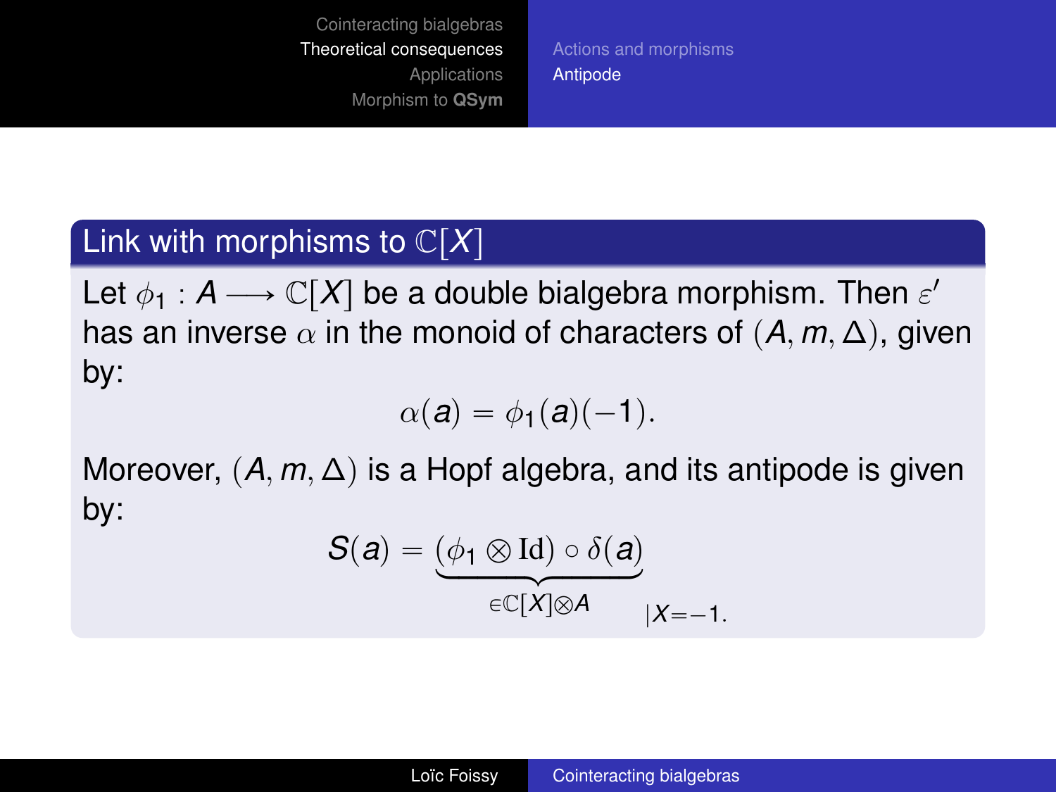## Link with morphisms to $\mathbb{C}[X]$

Let $\phi_1 : A \longrightarrow \mathbb{C}[X]$ be a double bialgebra morphism. Then $\varepsilon'$ has an inverse $\alpha$ in the monoid of characters of $(A, m, \Delta)$, given by:

$$\alpha(a) = \phi_1(a)(-1).$$

Moreover, $(A, m, \Delta)$ is a Hopf algebra, and its antipode is given by:

$$S(a) = \underbrace{(\phi_1 \otimes \mathrm{Id}) \circ \delta(a)}_{\in \mathbb{C}[X] \otimes A}{}_{|X=-1}.$$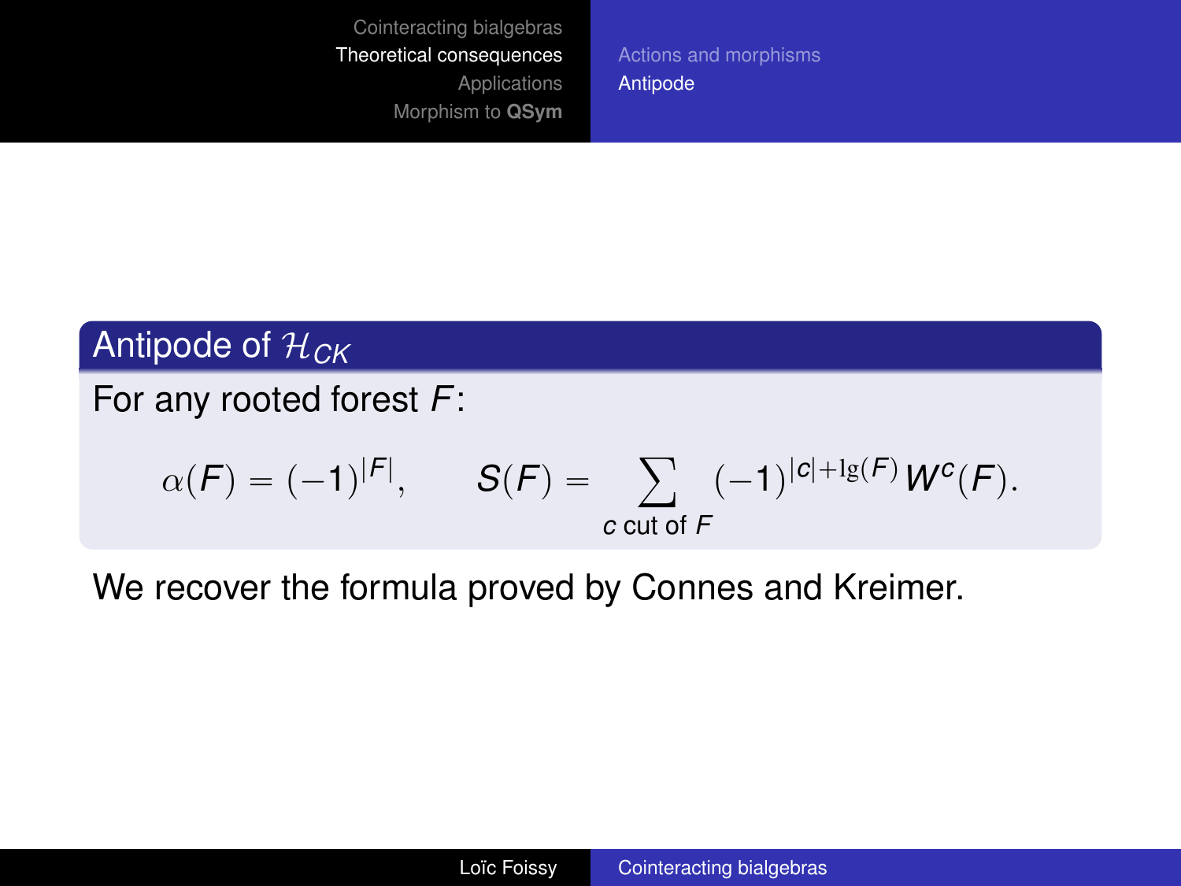### Antipode of $\mathcal{H}_{CK}$

For any rooted forest $F$:

$$\alpha(F) = (-1)^{|F|}, \qquad S(F) = \sum_{c \text{ cut of } F} (-1)^{|c| + \lg(F)} W^c(F).$$

We recover the formula proved by Connes and Kreimer.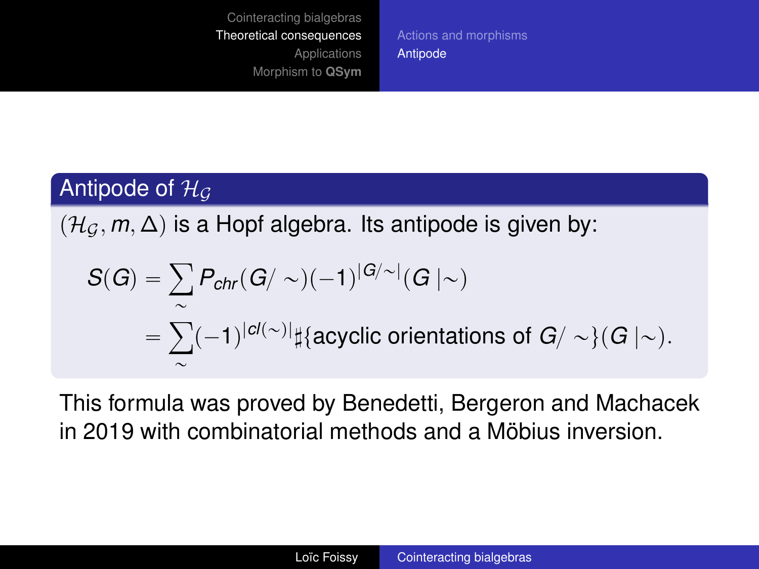## Antipode of $\mathcal{H}_{\mathcal{G}}$

$(\mathcal{H}_{\mathcal{G}}, m, \Delta)$ is a Hopf algebra. Its antipode is given by:

$$
\begin{aligned}
S(G) &= \sum_{\sim} P_{chr}(G/\sim)(-1)^{|G/\sim|}(G\mid\sim) \\
&= \sum_{\sim} (-1)^{|cl(\sim)|} \sharp\{\text{acyclic orientations of } G/\sim\}(G\mid\sim).
\end{aligned}
$$

This formula was proved by Benedetti, Bergeron and Machacek in 2019 with combinatorial methods and a Möbius inversion.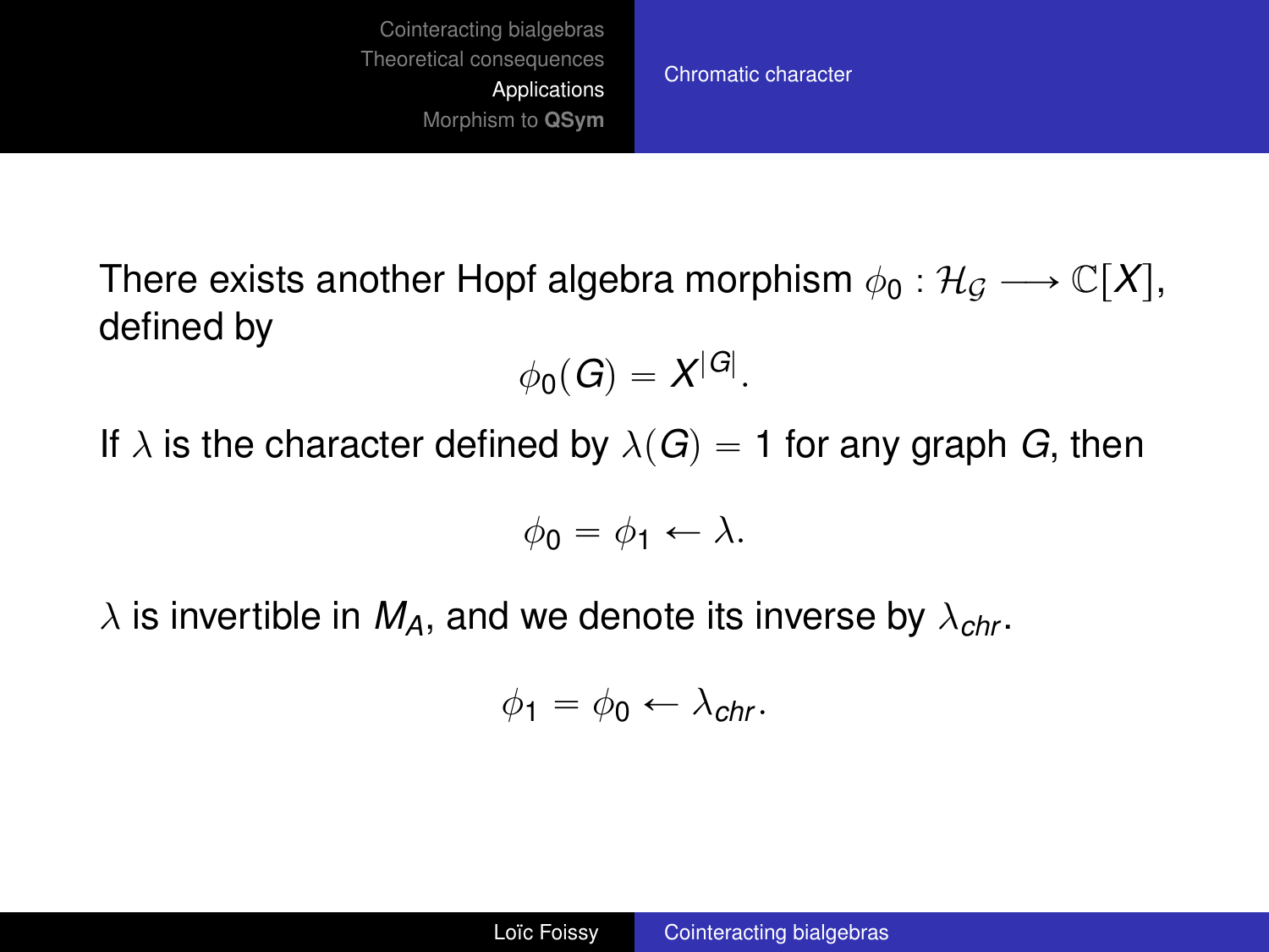## Chromatic character

There exists another Hopf algebra morphism $\phi_0 : \mathcal{H}_\mathcal{G} \longrightarrow \mathbb{C}[X]$, defined by

$$\phi_0(G) = X^{|G|}.$$

If $\lambda$ is the character defined by $\lambda(G) = 1$ for any graph $G$, then

$$\phi_0 = \phi_1 \leftarrow \lambda.$$

$\lambda$ is invertible in $M_A$, and we denote its inverse by $\lambda_{chr}$.

$$\phi_1 = \phi_0 \leftarrow \lambda_{chr}.$$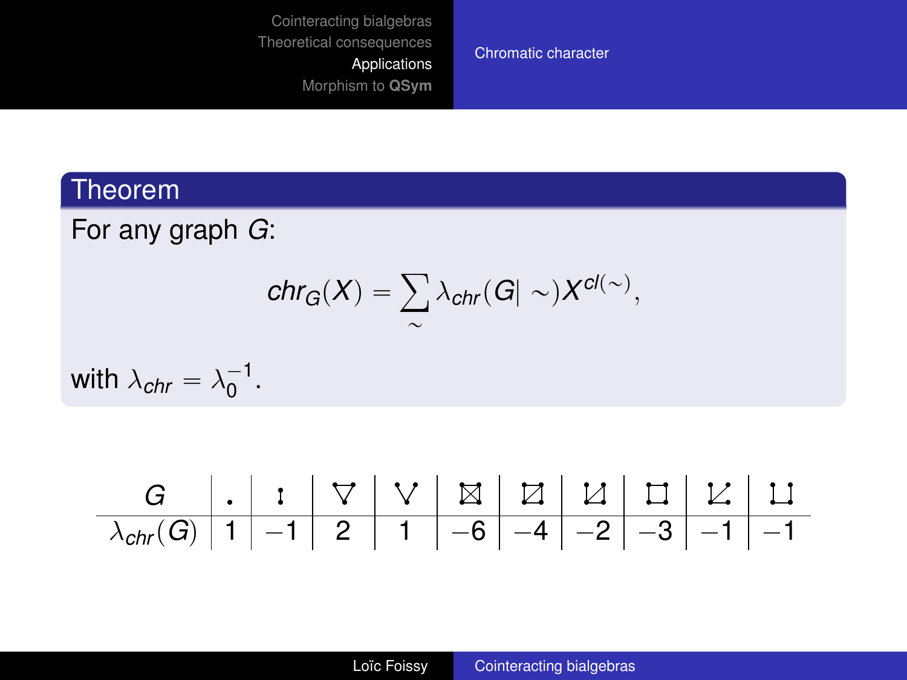## Chromatic character

**Theorem**

For any graph $G$:

$$chr_G(X) = \sum_{\sim} \lambda_{chr}(G| \sim) X^{cl(\sim)},$$

with $\lambda_{chr} = \lambda_0^{-1}$.

| $G$ | $\cdot$ | $\mathbf{I}$ | $\nabla$ | $\vee$ | $\boxtimes$ | $\boxslash$ | $\sqcup\!\!/$ | $\sqcap$ | $\llcorner\!\!/$ | $\sqcup$ |
|---|---|---|---|---|---|---|---|---|---|---|
| $\lambda_{chr}(G)$ | 1 | $-1$ | 2 | 1 | $-6$ | $-4$ | $-2$ | $-3$ | $-1$ | $-1$ |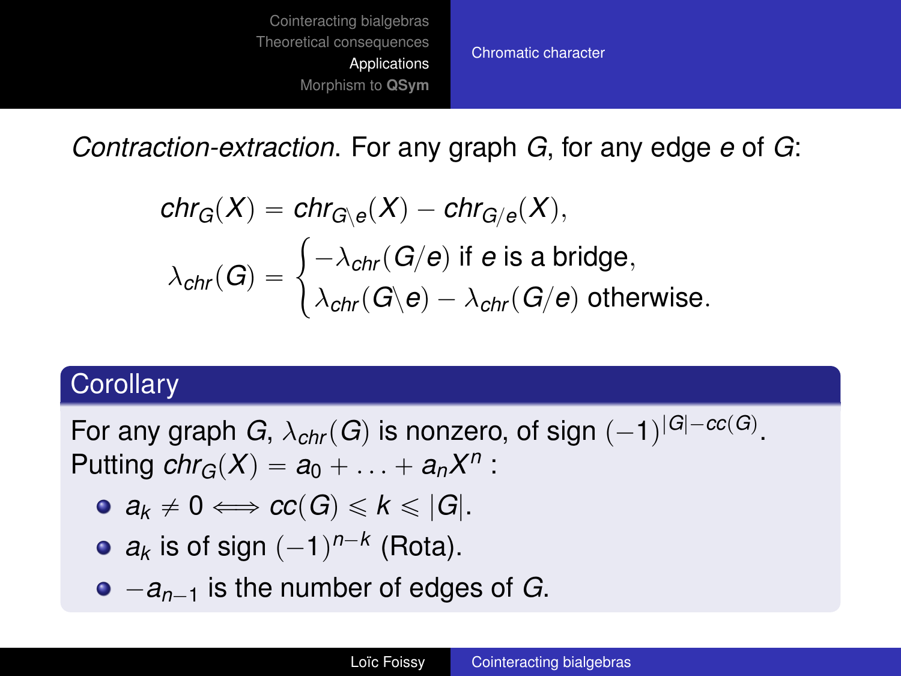*Contraction-extraction*. For any graph $G$, for any edge $e$ of $G$:

$$chr_G(X) = chr_{G\backslash e}(X) - chr_{G/e}(X),$$

$$\lambda_{chr}(G) = \begin{cases} -\lambda_{chr}(G/e) \text{ if } e \text{ is a bridge,} \\ \lambda_{chr}(G\backslash e) - \lambda_{chr}(G/e) \text{ otherwise.} \end{cases}$$

### Corollary

For any graph $G$, $\lambda_{chr}(G)$ is nonzero, of sign $(-1)^{|G|-cc(G)}$.
Putting $chr_G(X) = a_0 + \ldots + a_n X^n$ :

- $a_k \neq 0 \Longleftrightarrow cc(G) \leqslant k \leqslant |G|$.
- $a_k$ is of sign $(-1)^{n-k}$ (Rota).
- $-a_{n-1}$ is the number of edges of $G$.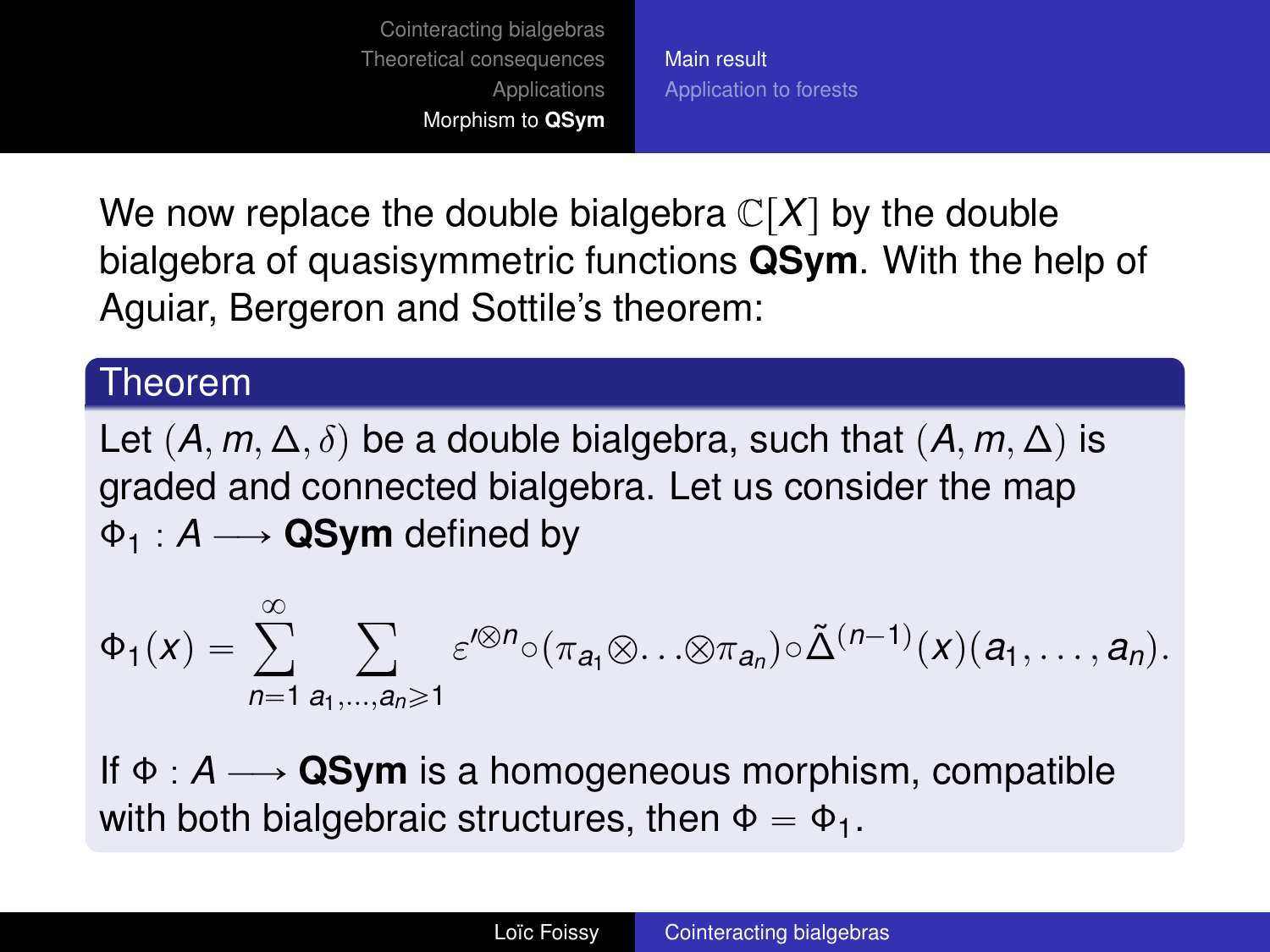We now replace the double bialgebra $\mathbb{C}[X]$ by the double bialgebra of quasisymmetric functions **QSym**. With the help of Aguiar, Bergeron and Sottile's theorem:

## Theorem

Let $(A, m, \Delta, \delta)$ be a double bialgebra, such that $(A, m, \Delta)$ is graded and connected bialgebra. Let us consider the map $\Phi_1 : A \longrightarrow$ **QSym** defined by

$$\Phi_1(x) = \sum_{n=1}^{\infty} \sum_{a_1,\ldots,a_n \geqslant 1} \varepsilon'^{\otimes n} \circ (\pi_{a_1} \otimes \ldots \otimes \pi_{a_n}) \circ \tilde{\Delta}^{(n-1)}(x)(a_1, \ldots, a_n).$$

If $\Phi : A \longrightarrow$ **QSym** is a homogeneous morphism, compatible with both bialgebraic structures, then $\Phi = \Phi_1$.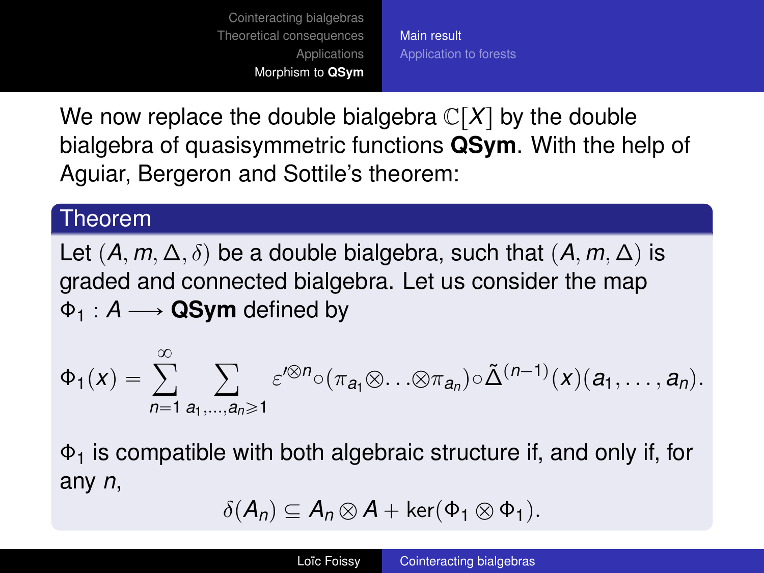We now replace the double bialgebra $\mathbb{C}[X]$ by the double bialgebra of quasisymmetric functions **QSym**. With the help of Aguiar, Bergeron and Sottile's theorem:

**Theorem**

Let $(A, m, \Delta, \delta)$ be a double bialgebra, such that $(A, m, \Delta)$ is graded and connected bialgebra. Let us consider the map $\Phi_1 : A \longrightarrow$ **QSym** defined by

$$\Phi_1(x) = \sum_{n=1}^{\infty} \sum_{a_1,\ldots,a_n \geqslant 1} \varepsilon'^{\otimes n} \circ (\pi_{a_1} \otimes \ldots \otimes \pi_{a_n}) \circ \tilde{\Delta}^{(n-1)}(x)(a_1, \ldots, a_n).$$

$\Phi_1$ is compatible with both algebraic structure if, and only if, for any $n$,

$$\delta(A_n) \subseteq A_n \otimes A + \ker(\Phi_1 \otimes \Phi_1).$$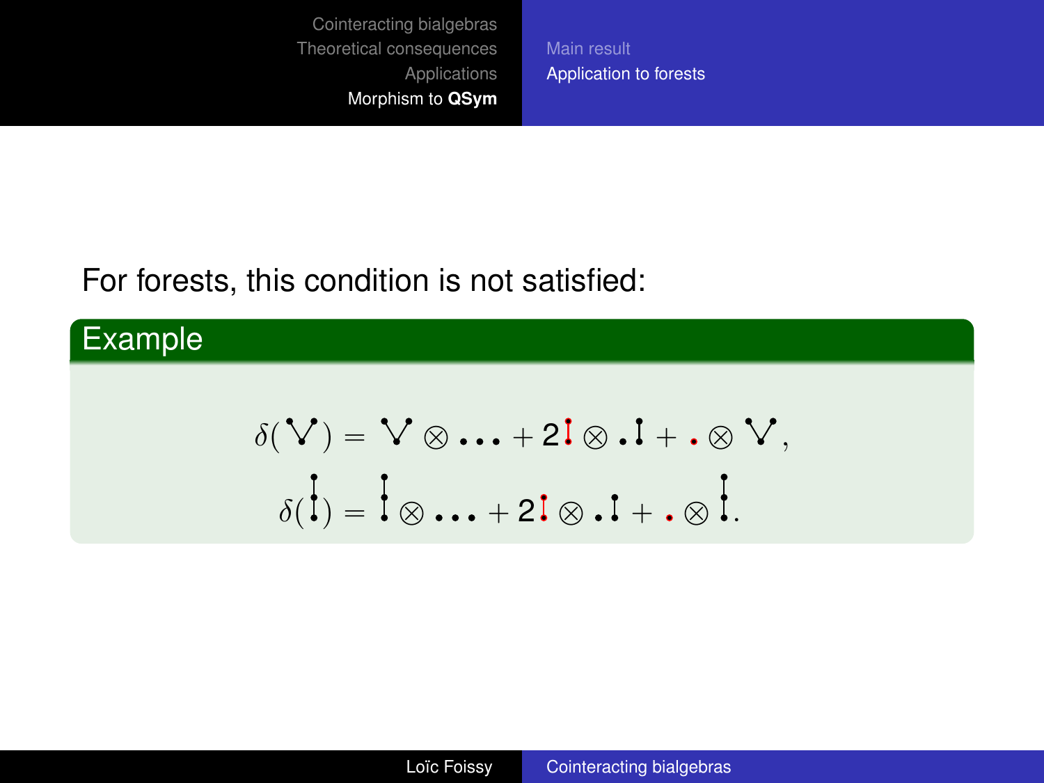For forests, this condition is not satisfied:

**Example**

$$\delta(\mathbb{V}) = \mathbb{V} \otimes \cdot\cdot\cdot + 2\,\mathfrak{l} \otimes \cdot\,\mathfrak{l} + \cdot \otimes \mathbb{V},$$

$$\delta(\mathfrak{l}) = \mathfrak{l} \otimes \cdot\cdot\cdot + 2\,\mathfrak{l} \otimes \cdot\,\mathfrak{l} + \cdot \otimes \mathfrak{l}.$$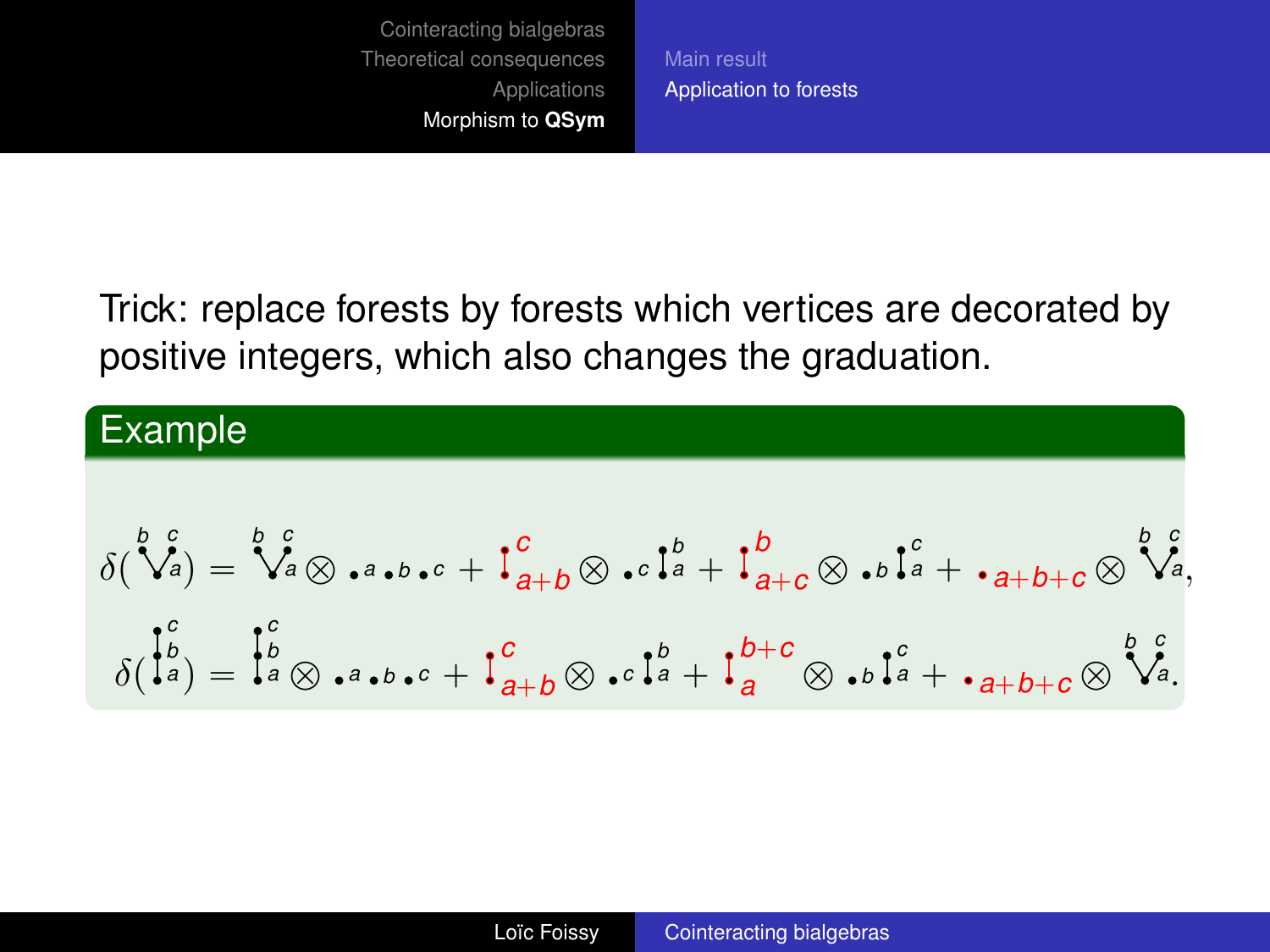Trick: replace forests by forests which vertices are decorated by positive integers, which also changes the graduation.

**Example**

$$\delta(\mathbf{V}^{b\,c}_{a}) = \mathbf{V}^{b\,c}_{a} \otimes \bullet_a \bullet_b \bullet_c + \mathbf{I}^{c}_{a+b} \otimes \bullet_c \mathbf{I}^{b}_{a} + \mathbf{I}^{b}_{a+c} \otimes \bullet_b \mathbf{I}^{c}_{a} + \bullet_{a+b+c} \otimes \mathbf{V}^{b\,c}_{a},$$

$$\delta(\mathbf{I}^{c}_{b\,a}) = \mathbf{I}^{c}_{b\,a} \otimes \bullet_a \bullet_b \bullet_c + \mathbf{I}^{c}_{a+b} \otimes \bullet_c \mathbf{I}^{b}_{a} + \mathbf{I}^{b+c}_{a} \otimes \bullet_b \mathbf{I}^{c}_{a} + \bullet_{a+b+c} \otimes \mathbf{V}^{b\,c}_{a}.$$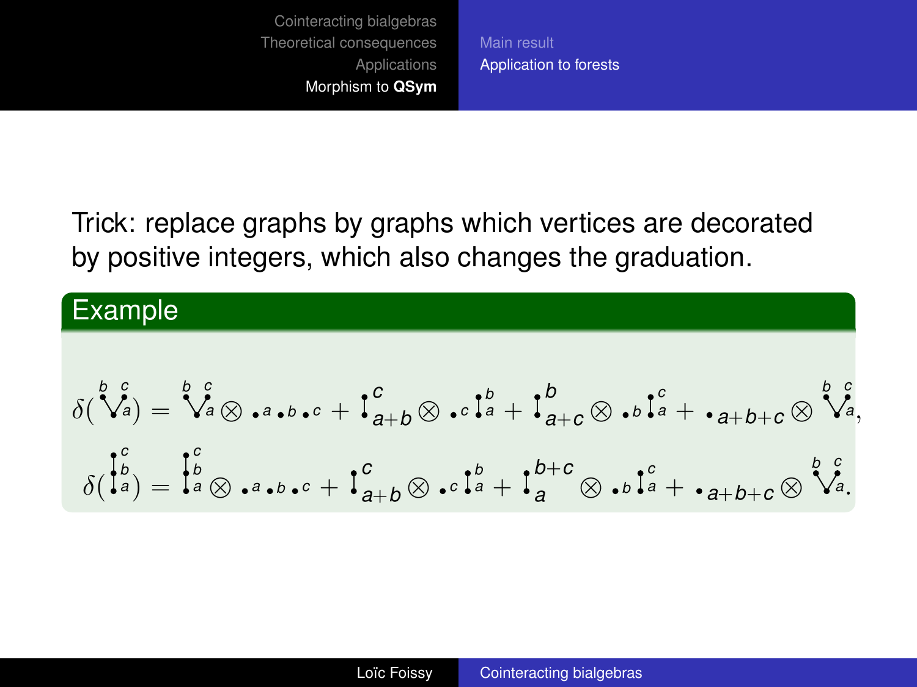Trick: replace graphs by graphs which vertices are decorated by positive integers, which also changes the graduation.

## Example

$$\delta(\mathbf{V}^{b\,c}_{a}) = \mathbf{V}^{b\,c}_{a} \otimes \bullet_a \bullet_b \bullet_c + \mathbf{I}^{c}_{a+b} \otimes \bullet_c \mathbf{I}^{b}_{a} + \mathbf{I}^{b}_{a+c} \otimes \bullet_b \mathbf{I}^{c}_{a} + \bullet_{a+b+c} \otimes \mathbf{V}^{b\,c}_{a},$$

$$\delta(\mathbf{I}^{c}_{b\,a}) = \mathbf{I}^{c}_{b\,a} \otimes \bullet_a \bullet_b \bullet_c + \mathbf{I}^{c}_{a+b} \otimes \bullet_c \mathbf{I}^{b}_{a} + \mathbf{I}^{b+c}_{a} \otimes \bullet_b \mathbf{I}^{c}_{a} + \bullet_{a+b+c} \otimes \mathbf{V}^{b\,c}_{a}.$$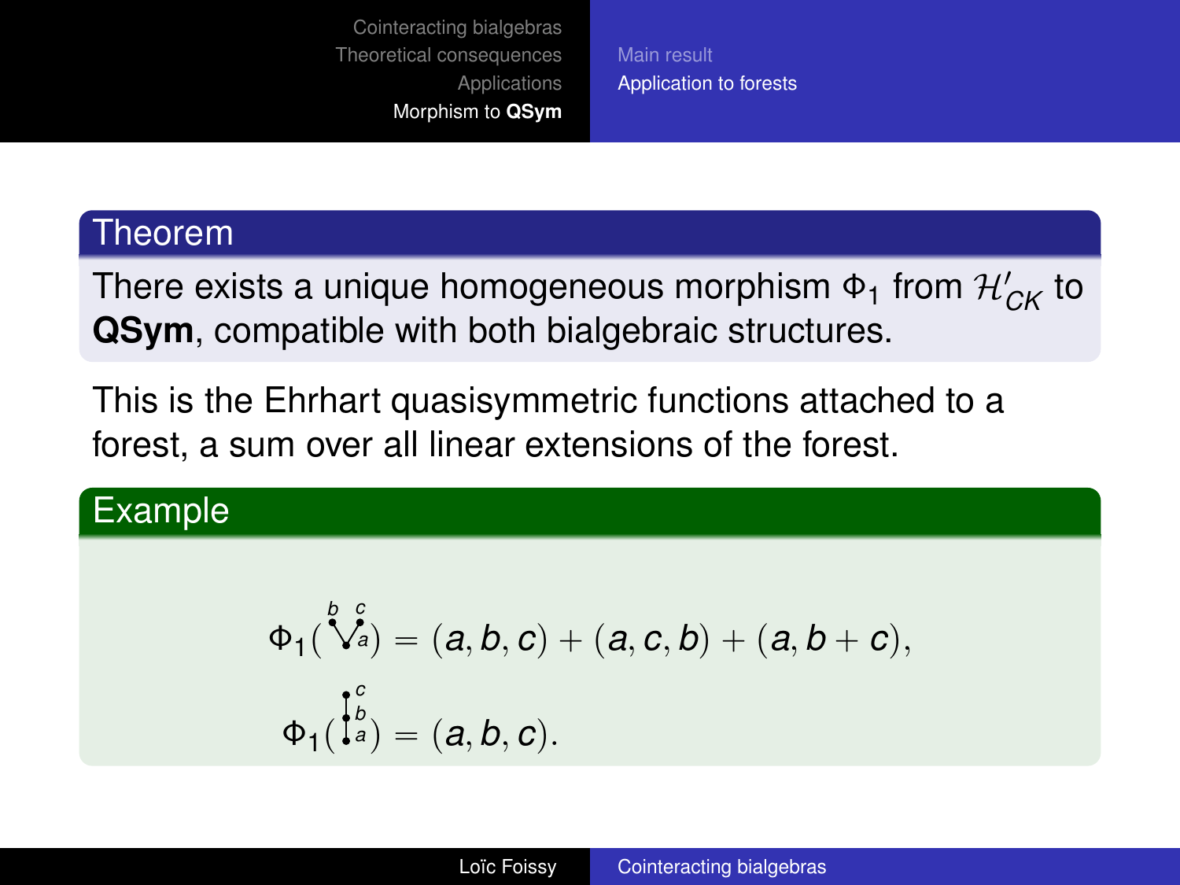**Theorem**

There exists a unique homogeneous morphism $\Phi_1$ from $\mathcal{H}'_{CK}$ to **QSym**, compatible with both bialgebraic structures.

This is the Ehrhart quasisymmetric functions attached to a forest, a sum over all linear extensions of the forest.

**Example**

$$\Phi_1(\text{tree with root } a \text{ and children } b, c) = (a, b, c) + (a, c, b) + (a, b + c),$$

$$\Phi_1(\text{ladder } a - b - c) = (a, b, c).$$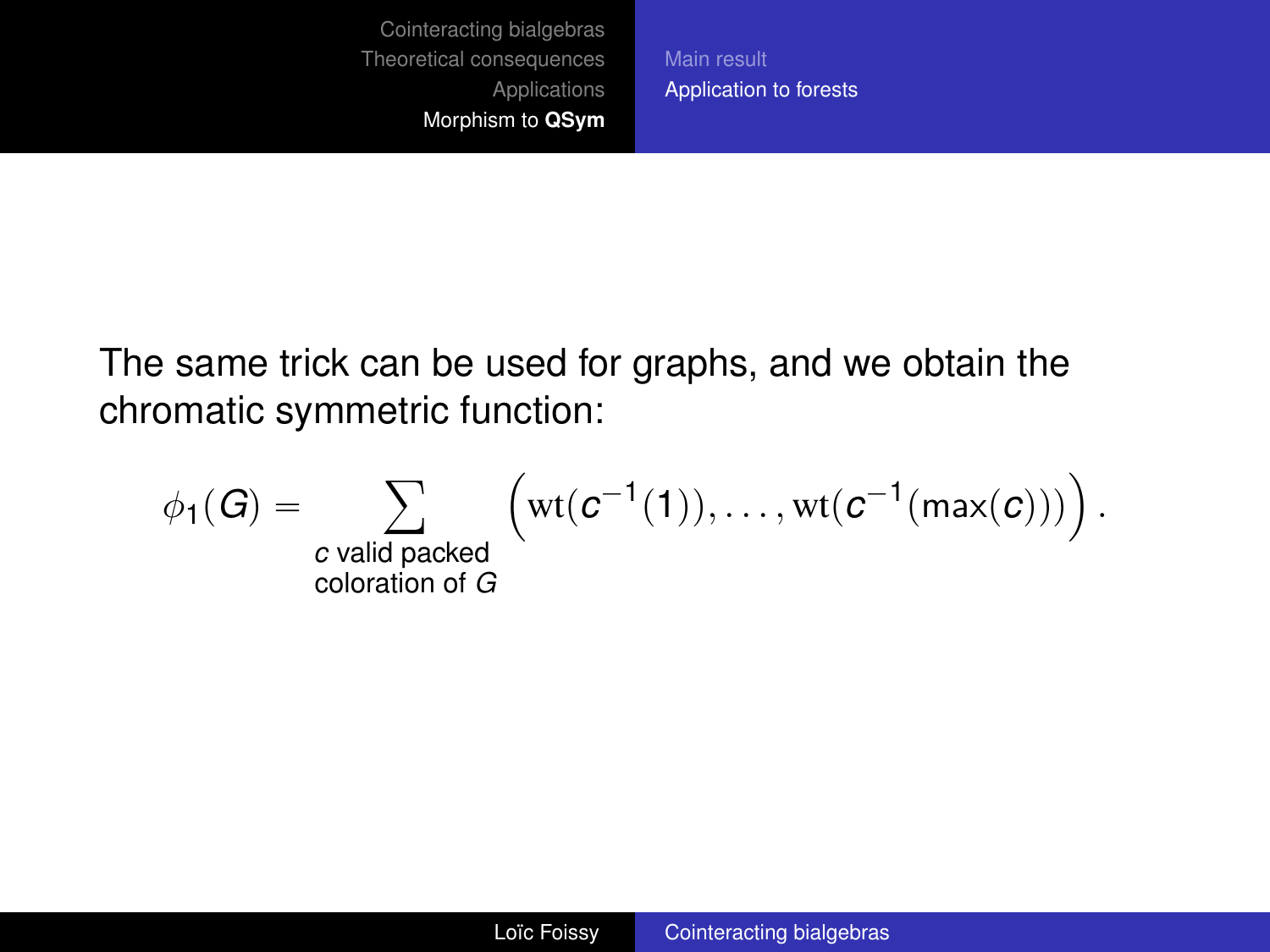The same trick can be used for graphs, and we obtain the chromatic symmetric function:

$$\phi_1(G) = \sum_{\substack{c \text{ valid packed} \\ \text{coloration of } G}} \left(\mathrm{wt}(c^{-1}(1)), \ldots, \mathrm{wt}(c^{-1}(\max(c)))\right).$$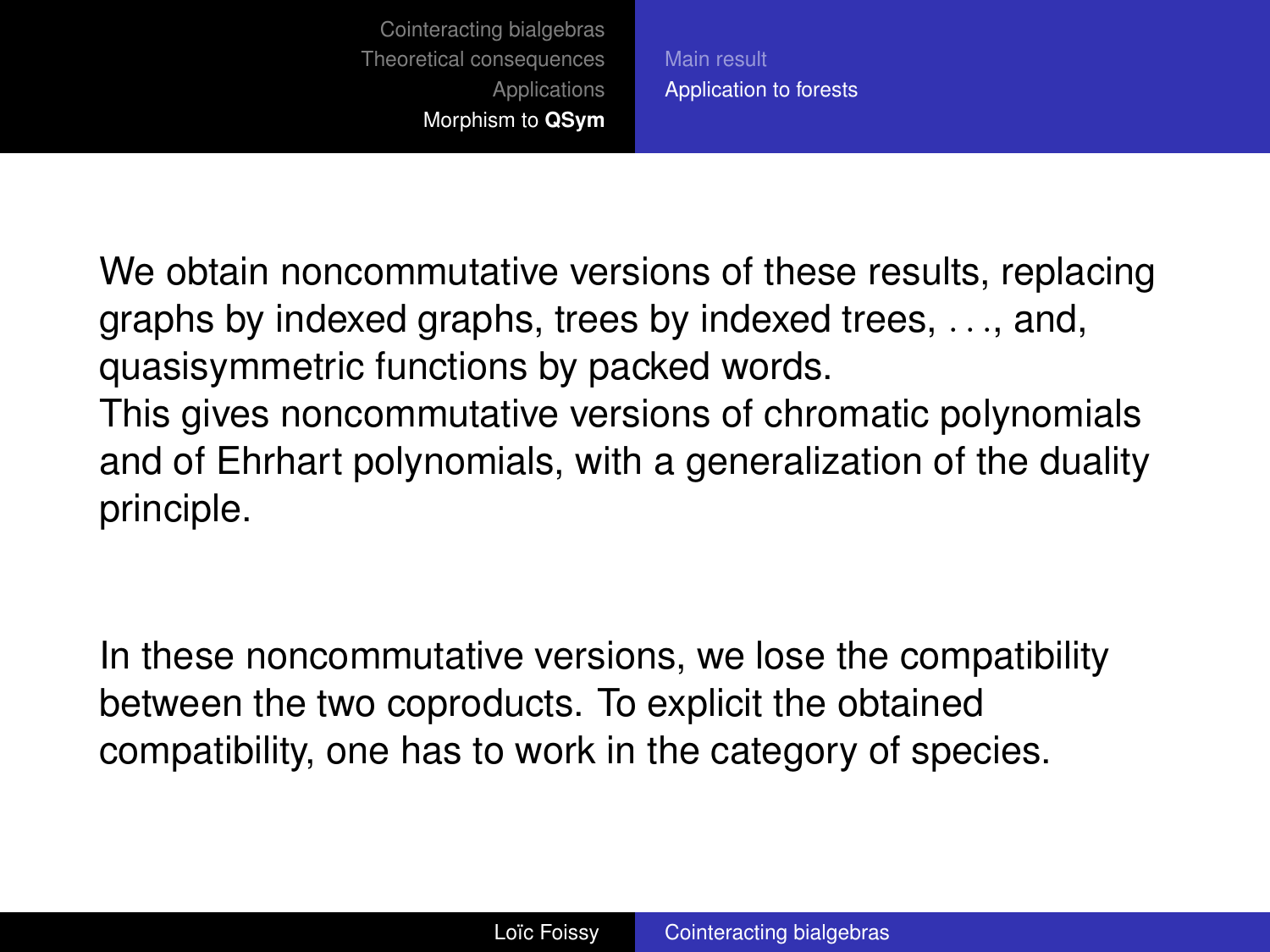We obtain noncommutative versions of these results, replacing graphs by indexed graphs, trees by indexed trees, . . ., and, quasisymmetric functions by packed words.
This gives noncommutative versions of chromatic polynomials and of Ehrhart polynomials, with a generalization of the duality principle.

In these noncommutative versions, we lose the compatibility between the two coproducts. To explicit the obtained compatibility, one has to work in the category of species.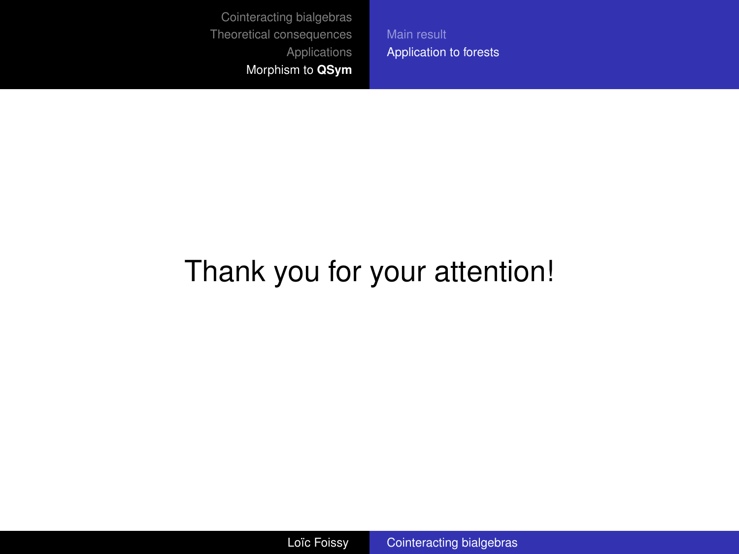Thank you for your attention!